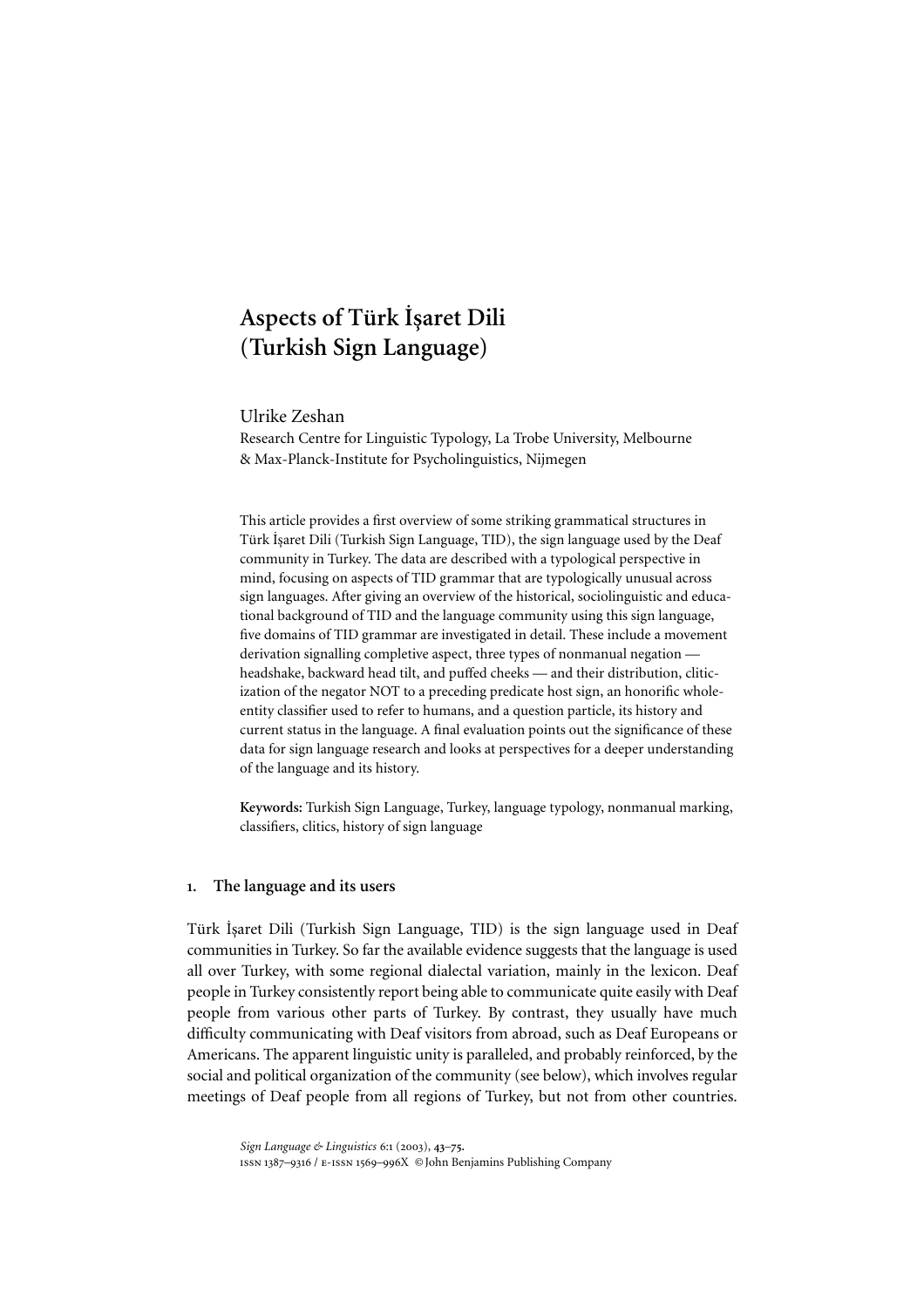# Aspects of Türk İşaret Dili (Turkish Sign Language)

Ulrike Zeshan

Research Centre for Linguistic Typology, La Trobe University, Melbourne & Max-Planck-Institute for Psycholinguistics, Nijmegen

This article provides a first overview of some striking grammatical structures in Türk İşaret Dili (Turkish Sign Language, TID), the sign language used by the Deaf community in Turkey. The data are described with a typological perspective in mind, focusing on aspects of TID grammar that are typologically unusual across sign languages. After giving an overview of the historical, sociolinguistic and educational background of TID and the language community using this sign language, five domains of TID grammar are investigated in detail. These include a movement derivation signalling completive aspect, three types of nonmanual negation — headshake, backward head tilt, and puffed cheeks — and their distribution, cliticization of the negator NOT to a preceding predicate host sign, an honorific whole-entity classifier used to refer to humans, and a question particle, its history and current status in the language. A final evaluation points out the significance of these data for sign language research and looks at perspectives for a deeper understanding of the language and its history.

**Keywords:** Turkish Sign Language, Turkey, language typology, nonmanual marking, classifiers, clitics, history of sign language

## 1. The language and its users

Türk İşaret Dili (Turkish Sign Language, TID) is the sign language used in Deaf communities in Turkey. So far the available evidence suggests that the language is used all over Turkey, with some regional dialectal variation, mainly in the lexicon. Deaf people in Turkey consistently report being able to communicate quite easily with Deaf people from various other parts of Turkey. By contrast, they usually have much difficulty communicating with Deaf visitors from abroad, such as Deaf Europeans or Americans. The apparent linguistic unity is paralleled, and probably reinforced, by the social and political organization of the community (see below), which involves regular meetings of Deaf people from all regions of Turkey, but not from other countries.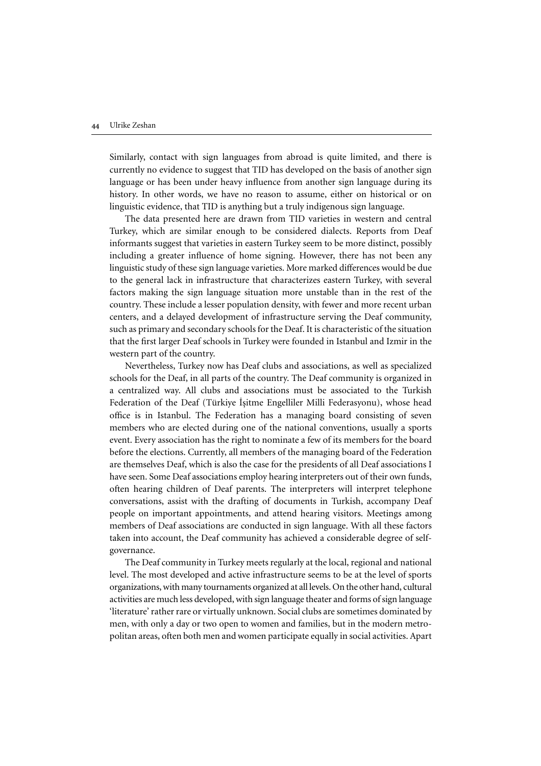Similarly, contact with sign languages from abroad is quite limited, and there is currently no evidence to suggest that TID has developed on the basis of another sign language or has been under heavy influence from another sign language during its history. In other words, we have no reason to assume, either on historical or on linguistic evidence, that TID is anything but a truly indigenous sign language.

The data presented here are drawn from TID varieties in western and central Turkey, which are similar enough to be considered dialects. Reports from Deaf informants suggest that varieties in eastern Turkey seem to be more distinct, possibly including a greater influence of home signing. However, there has not been any linguistic study of these sign language varieties. More marked differences would be due to the general lack in infrastructure that characterizes eastern Turkey, with several factors making the sign language situation more unstable than in the rest of the country. These include a lesser population density, with fewer and more recent urban centers, and a delayed development of infrastructure serving the Deaf community, such as primary and secondary schools for the Deaf. It is characteristic of the situation that the first larger Deaf schools in Turkey were founded in Istanbul and Izmir in the western part of the country.

Nevertheless, Turkey now has Deaf clubs and associations, as well as specialized schools for the Deaf, in all parts of the country. The Deaf community is organized in a centralized way. All clubs and associations must be associated to the Turkish Federation of the Deaf (Türkiye İşitme Engelliler Milli Federasyonu), whose head office is in Istanbul. The Federation has a managing board consisting of seven members who are elected during one of the national conventions, usually a sports event. Every association has the right to nominate a few of its members for the board before the elections. Currently, all members of the managing board of the Federation are themselves Deaf, which is also the case for the presidents of all Deaf associations I have seen. Some Deaf associations employ hearing interpreters out of their own funds, often hearing children of Deaf parents. The interpreters will interpret telephone conversations, assist with the drafting of documents in Turkish, accompany Deaf people on important appointments, and attend hearing visitors. Meetings among members of Deaf associations are conducted in sign language. With all these factors taken into account, the Deaf community has achieved a considerable degree of self-governance.

The Deaf community in Turkey meets regularly at the local, regional and national level. The most developed and active infrastructure seems to be at the level of sports organizations, with many tournaments organized at all levels. On the other hand, cultural activities are much less developed, with sign language theater and forms of sign language 'literature' rather rare or virtually unknown. Social clubs are sometimes dominated by men, with only a day or two open to women and families, but in the modern metropolitan areas, often both men and women participate equally in social activities. Apart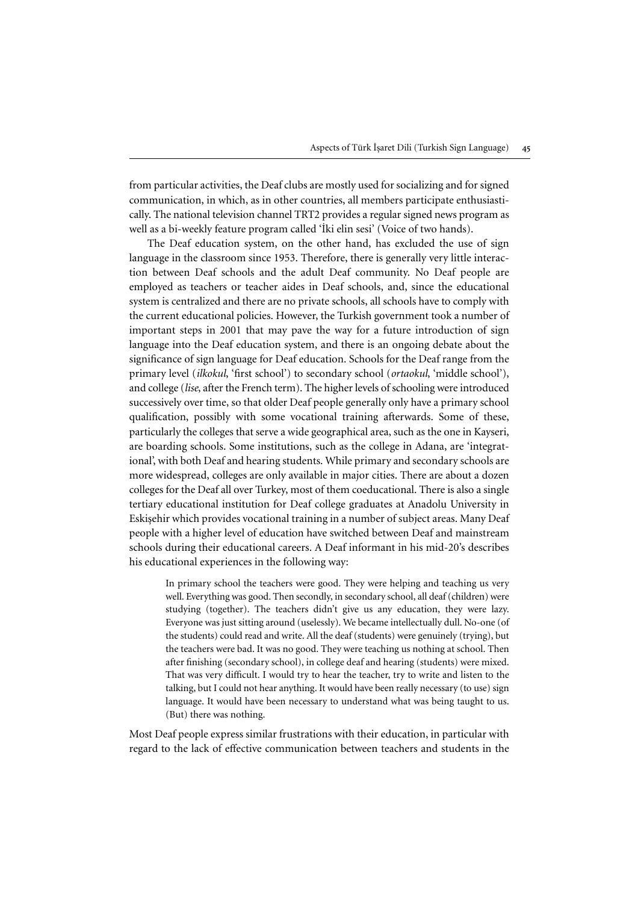from particular activities, the Deaf clubs are mostly used for socializing and for signed communication, in which, as in other countries, all members participate enthusiastically. The national television channel TRT2 provides a regular signed news program as well as a bi-weekly feature program called 'İki elin sesi' (Voice of two hands).

The Deaf education system, on the other hand, has excluded the use of sign language in the classroom since 1953. Therefore, there is generally very little interaction between Deaf schools and the adult Deaf community. No Deaf people are employed as teachers or teacher aides in Deaf schools, and, since the educational system is centralized and there are no private schools, all schools have to comply with the current educational policies. However, the Turkish government took a number of important steps in 2001 that may pave the way for a future introduction of sign language into the Deaf education system, and there is an ongoing debate about the significance of sign language for Deaf education. Schools for the Deaf range from the primary level (*ilkokul*, 'first school') to secondary school (*ortaokul*, 'middle school'), and college (*lise*, after the French term). The higher levels of schooling were introduced successively over time, so that older Deaf people generally only have a primary school qualification, possibly with some vocational training afterwards. Some of these, particularly the colleges that serve a wide geographical area, such as the one in Kayseri, are boarding schools. Some institutions, such as the college in Adana, are 'integrational', with both Deaf and hearing students. While primary and secondary schools are more widespread, colleges are only available in major cities. There are about a dozen colleges for the Deaf all over Turkey, most of them coeducational. There is also a single tertiary educational institution for Deaf college graduates at Anadolu University in Eskişehir which provides vocational training in a number of subject areas. Many Deaf people with a higher level of education have switched between Deaf and mainstream schools during their educational careers. A Deaf informant in his mid-20's describes his educational experiences in the following way:

> In primary school the teachers were good. They were helping and teaching us very well. Everything was good. Then secondly, in secondary school, all deaf (children) were studying (together). The teachers didn't give us any education, they were lazy. Everyone was just sitting around (uselessly). We became intellectually dull. No-one (of the students) could read and write. All the deaf (students) were genuinely (trying), but the teachers were bad. It was no good. They were teaching us nothing at school. Then after finishing (secondary school), in college deaf and hearing (students) were mixed. That was very difficult. I would try to hear the teacher, try to write and listen to the talking, but I could not hear anything. It would have been really necessary (to use) sign language. It would have been necessary to understand what was being taught to us. (But) there was nothing.

Most Deaf people express similar frustrations with their education, in particular with regard to the lack of effective communication between teachers and students in the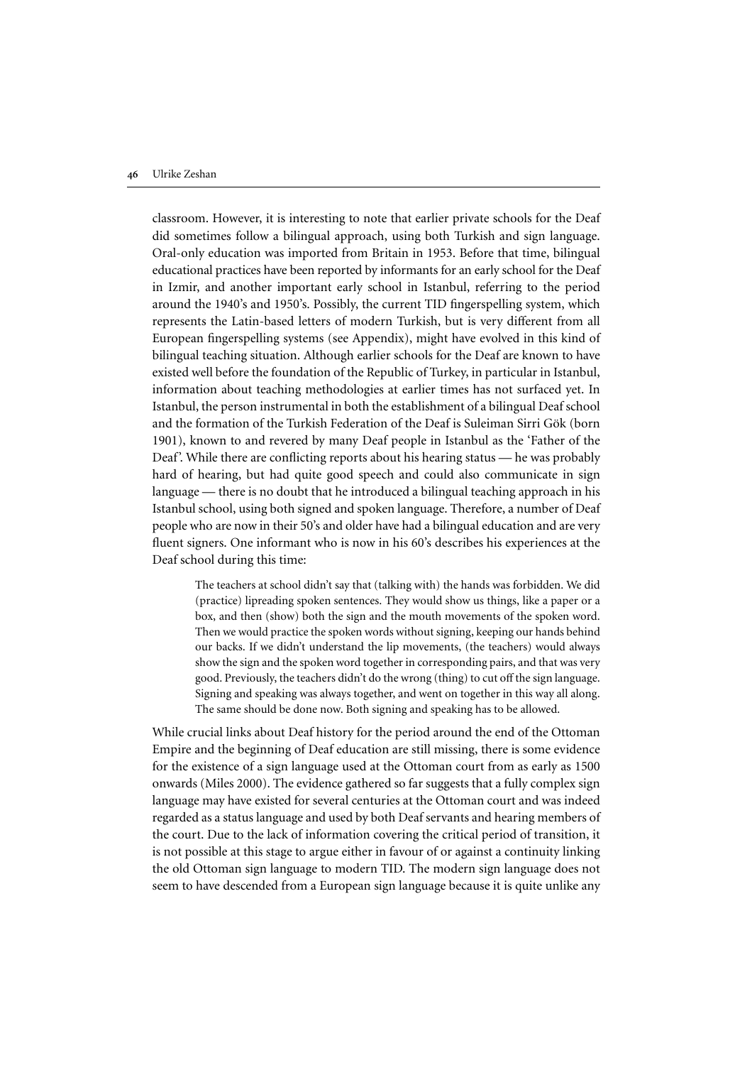classroom. However, it is interesting to note that earlier private schools for the Deaf did sometimes follow a bilingual approach, using both Turkish and sign language. Oral-only education was imported from Britain in 1953. Before that time, bilingual educational practices have been reported by informants for an early school for the Deaf in Izmir, and another important early school in Istanbul, referring to the period around the 1940's and 1950's. Possibly, the current TID fingerspelling system, which represents the Latin-based letters of modern Turkish, but is very different from all European fingerspelling systems (see Appendix), might have evolved in this kind of bilingual teaching situation. Although earlier schools for the Deaf are known to have existed well before the foundation of the Republic of Turkey, in particular in Istanbul, information about teaching methodologies at earlier times has not surfaced yet. In Istanbul, the person instrumental in both the establishment of a bilingual Deaf school and the formation of the Turkish Federation of the Deaf is Suleiman Sirri Gök (born 1901), known to and revered by many Deaf people in Istanbul as the 'Father of the Deaf'. While there are conflicting reports about his hearing status — he was probably hard of hearing, but had quite good speech and could also communicate in sign language — there is no doubt that he introduced a bilingual teaching approach in his Istanbul school, using both signed and spoken language. Therefore, a number of Deaf people who are now in their 50's and older have had a bilingual education and are very fluent signers. One informant who is now in his 60's describes his experiences at the Deaf school during this time:

> The teachers at school didn't say that (talking with) the hands was forbidden. We did (practice) lipreading spoken sentences. They would show us things, like a paper or a box, and then (show) both the sign and the mouth movements of the spoken word. Then we would practice the spoken words without signing, keeping our hands behind our backs. If we didn't understand the lip movements, (the teachers) would always show the sign and the spoken word together in corresponding pairs, and that was very good. Previously, the teachers didn't do the wrong (thing) to cut off the sign language. Signing and speaking was always together, and went on together in this way all along. The same should be done now. Both signing and speaking has to be allowed.

While crucial links about Deaf history for the period around the end of the Ottoman Empire and the beginning of Deaf education are still missing, there is some evidence for the existence of a sign language used at the Ottoman court from as early as 1500 onwards (Miles 2000). The evidence gathered so far suggests that a fully complex sign language may have existed for several centuries at the Ottoman court and was indeed regarded as a status language and used by both Deaf servants and hearing members of the court. Due to the lack of information covering the critical period of transition, it is not possible at this stage to argue either in favour of or against a continuity linking the old Ottoman sign language to modern TID. The modern sign language does not seem to have descended from a European sign language because it is quite unlike any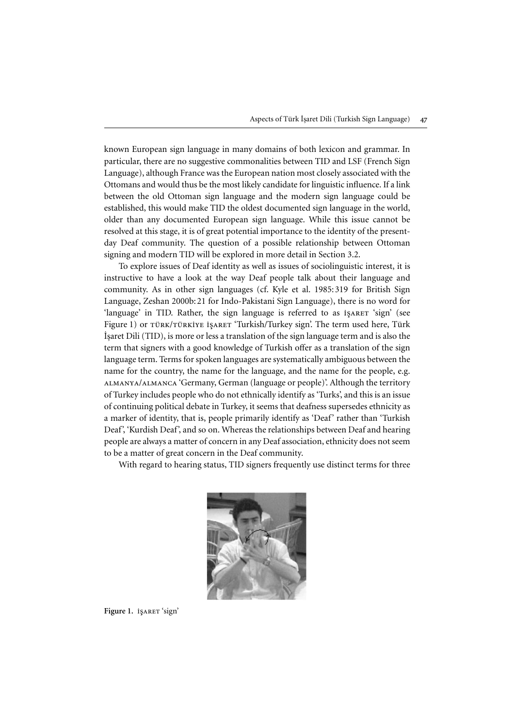known European sign language in many domains of both lexicon and grammar. In particular, there are no suggestive commonalities between TID and LSF (French Sign Language), although France was the European nation most closely associated with the Ottomans and would thus be the most likely candidate for linguistic influence. If a link between the old Ottoman sign language and the modern sign language could be established, this would make TID the oldest documented sign language in the world, older than any documented European sign language. While this issue cannot be resolved at this stage, it is of great potential importance to the identity of the present-day Deaf community. The question of a possible relationship between Ottoman signing and modern TID will be explored in more detail in Section 3.2.

To explore issues of Deaf identity as well as issues of sociolinguistic interest, it is instructive to have a look at the way Deaf people talk about their language and community. As in other sign languages (cf. Kyle et al. 1985: 319 for British Sign Language, Zeshan 2000b: 21 for Indo-Pakistani Sign Language), there is no word for 'language' in TID. Rather, the sign language is referred to as İŞARET 'sign' (see Figure 1) or TÜRK/TÜRKİYE İŞARET 'Turkish/Turkey sign'. The term used here, Türk İşaret Dili (TID), is more or less a translation of the sign language term and is also the term that signers with a good knowledge of Turkish offer as a translation of the sign language term. Terms for spoken languages are systematically ambiguous between the name for the country, the name for the language, and the name for the people, e.g. ALMANYA/ALMANCA 'Germany, German (language or people)'. Although the territory of Turkey includes people who do not ethnically identify as 'Turks', and this is an issue of continuing political debate in Turkey, it seems that deafness supersedes ethnicity as a marker of identity, that is, people primarily identify as 'Deaf' rather than 'Turkish Deaf', 'Kurdish Deaf', and so on. Whereas the relationships between Deaf and hearing people are always a matter of concern in any Deaf association, ethnicity does not seem to be a matter of great concern in the Deaf community.

With regard to hearing status, TID signers frequently use distinct terms for three

**Figure 1.** İŞARET 'sign'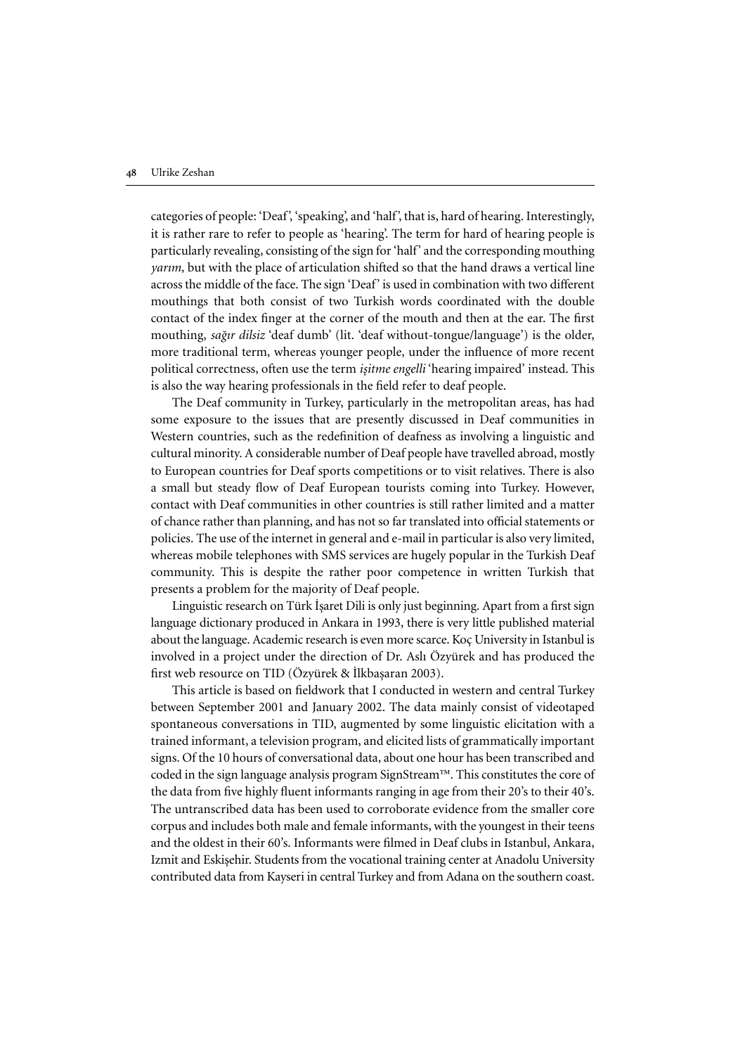categories of people: 'Deaf', 'speaking', and 'half', that is, hard of hearing. Interestingly, it is rather rare to refer to people as 'hearing'. The term for hard of hearing people is particularly revealing, consisting of the sign for 'half' and the corresponding mouthing *yarım*, but with the place of articulation shifted so that the hand draws a vertical line across the middle of the face. The sign 'Deaf' is used in combination with two different mouthings that both consist of two Turkish words coordinated with the double contact of the index finger at the corner of the mouth and then at the ear. The first mouthing, *sağır dilsiz* 'deaf dumb' (lit. 'deaf without-tongue/language') is the older, more traditional term, whereas younger people, under the influence of more recent political correctness, often use the term *işitme engelli* 'hearing impaired' instead. This is also the way hearing professionals in the field refer to deaf people.

The Deaf community in Turkey, particularly in the metropolitan areas, has had some exposure to the issues that are presently discussed in Deaf communities in Western countries, such as the redefinition of deafness as involving a linguistic and cultural minority. A considerable number of Deaf people have travelled abroad, mostly to European countries for Deaf sports competitions or to visit relatives. There is also a small but steady flow of Deaf European tourists coming into Turkey. However, contact with Deaf communities in other countries is still rather limited and a matter of chance rather than planning, and has not so far translated into official statements or policies. The use of the internet in general and e-mail in particular is also very limited, whereas mobile telephones with SMS services are hugely popular in the Turkish Deaf community. This is despite the rather poor competence in written Turkish that presents a problem for the majority of Deaf people.

Linguistic research on Türk İşaret Dili is only just beginning. Apart from a first sign language dictionary produced in Ankara in 1993, there is very little published material about the language. Academic research is even more scarce. Koç University in Istanbul is involved in a project under the direction of Dr. Aslı Özyürek and has produced the first web resource on TID (Özyürek & İlkbaşaran 2003).

This article is based on fieldwork that I conducted in western and central Turkey between September 2001 and January 2002. The data mainly consist of videotaped spontaneous conversations in TID, augmented by some linguistic elicitation with a trained informant, a television program, and elicited lists of grammatically important signs. Of the 10 hours of conversational data, about one hour has been transcribed and coded in the sign language analysis program SignStream™. This constitutes the core of the data from five highly fluent informants ranging in age from their 20's to their 40's. The untranscribed data has been used to corroborate evidence from the smaller core corpus and includes both male and female informants, with the youngest in their teens and the oldest in their 60's. Informants were filmed in Deaf clubs in Istanbul, Ankara, Izmit and Eskişehir. Students from the vocational training center at Anadolu University contributed data from Kayseri in central Turkey and from Adana on the southern coast.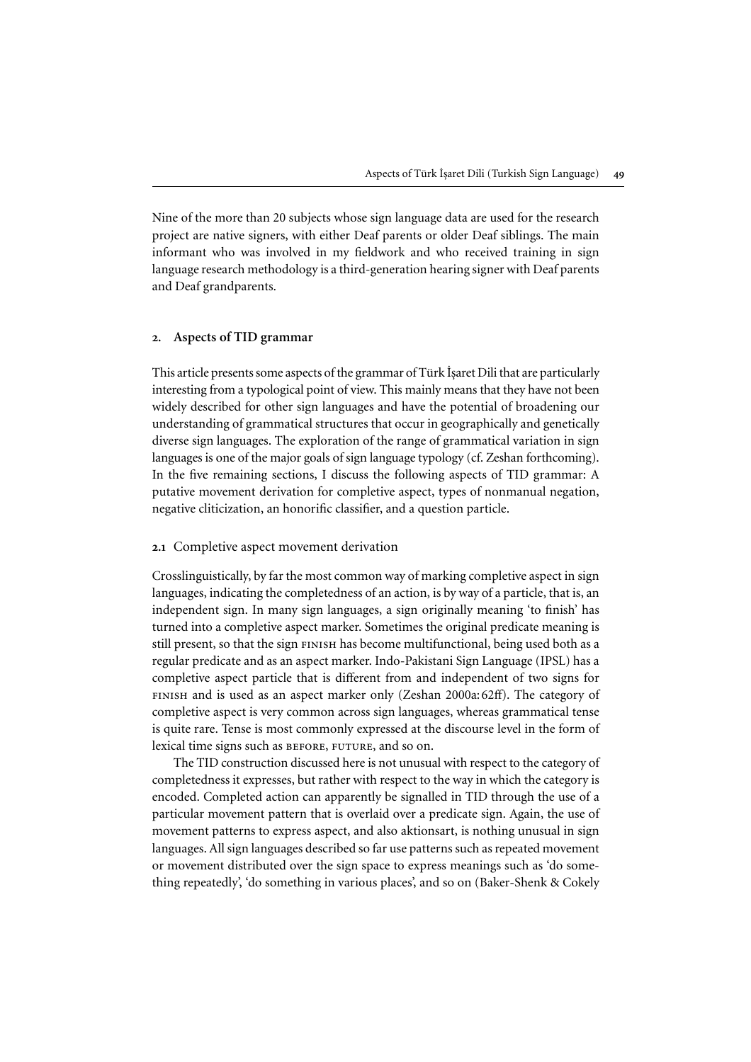Nine of the more than 20 subjects whose sign language data are used for the research project are native signers, with either Deaf parents or older Deaf siblings. The main informant who was involved in my fieldwork and who received training in sign language research methodology is a third-generation hearing signer with Deaf parents and Deaf grandparents.

## 2. Aspects of TID grammar

This article presents some aspects of the grammar of Türk İşaret Dili that are particularly interesting from a typological point of view. This mainly means that they have not been widely described for other sign languages and have the potential of broadening our understanding of grammatical structures that occur in geographically and genetically diverse sign languages. The exploration of the range of grammatical variation in sign languages is one of the major goals of sign language typology (cf. Zeshan forthcoming). In the five remaining sections, I discuss the following aspects of TID grammar: A putative movement derivation for completive aspect, types of nonmanual negation, negative cliticization, an honorific classifier, and a question particle.

### 2.1 Completive aspect movement derivation

Crosslinguistically, by far the most common way of marking completive aspect in sign languages, indicating the completedness of an action, is by way of a particle, that is, an independent sign. In many sign languages, a sign originally meaning 'to finish' has turned into a completive aspect marker. Sometimes the original predicate meaning is still present, so that the sign FINISH has become multifunctional, being used both as a regular predicate and as an aspect marker. Indo-Pakistani Sign Language (IPSL) has a completive aspect particle that is different from and independent of two signs for FINISH and is used as an aspect marker only (Zeshan 2000a: 62ff). The category of completive aspect is very common across sign languages, whereas grammatical tense is quite rare. Tense is most commonly expressed at the discourse level in the form of lexical time signs such as BEFORE, FUTURE, and so on.

The TID construction discussed here is not unusual with respect to the category of completedness it expresses, but rather with respect to the way in which the category is encoded. Completed action can apparently be signalled in TID through the use of a particular movement pattern that is overlaid over a predicate sign. Again, the use of movement patterns to express aspect, and also aktionsart, is nothing unusual in sign languages. All sign languages described so far use patterns such as repeated movement or movement distributed over the sign space to express meanings such as 'do something repeatedly', 'do something in various places', and so on (Baker-Shenk & Cokely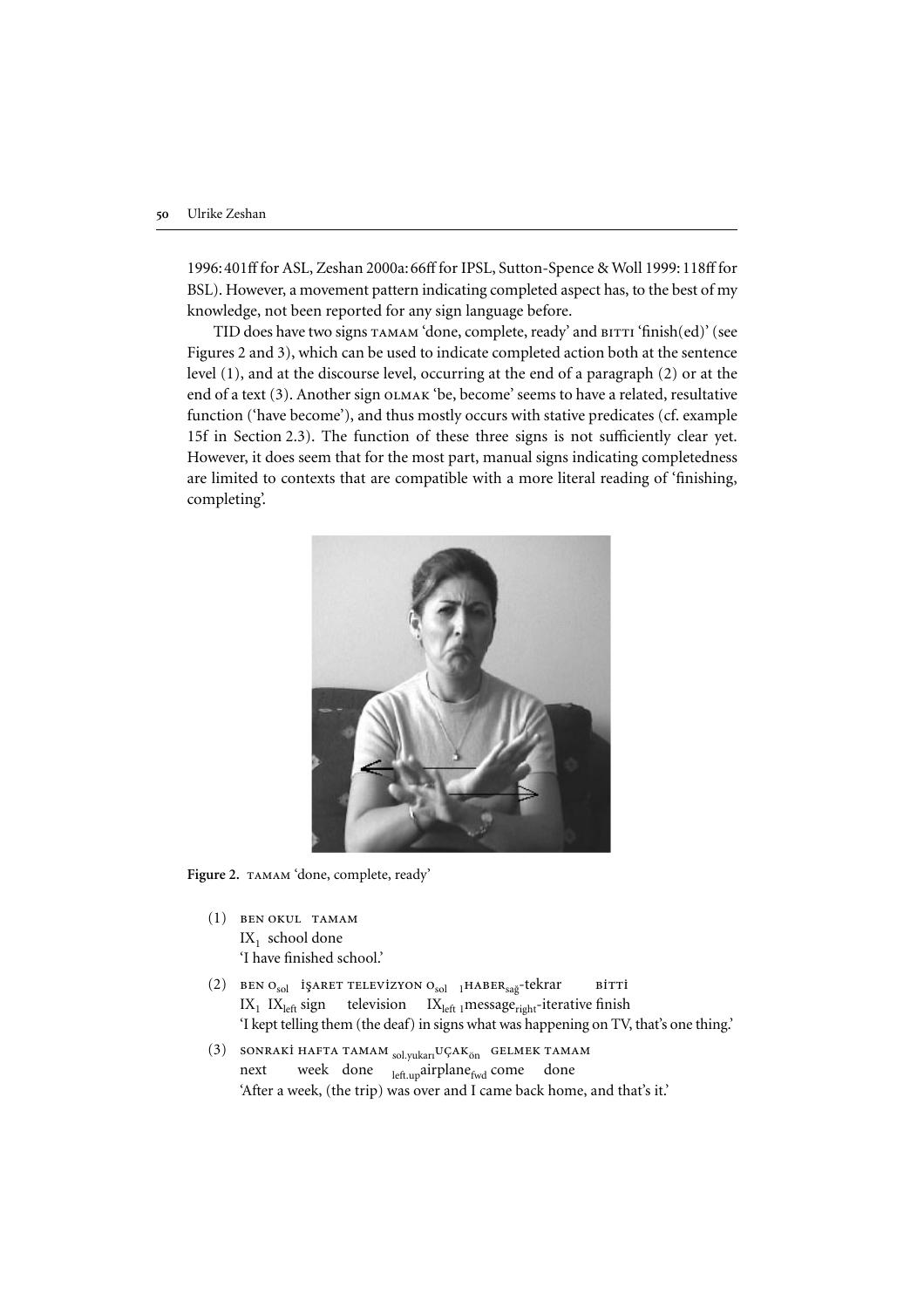1996: 401ff for ASL, Zeshan 2000a: 66ff for IPSL, Sutton-Spence & Woll 1999: 118ff for BSL). However, a movement pattern indicating completed aspect has, to the best of my knowledge, not been reported for any sign language before.

TID does have two signs TAMAM 'done, complete, ready' and BITTI 'finish(ed)' (see Figures 2 and 3), which can be used to indicate completed action both at the sentence level (1), and at the discourse level, occurring at the end of a paragraph (2) or at the end of a text (3). Another sign OLMAK 'be, become' seems to have a related, resultative function ('have become'), and thus mostly occurs with stative predicates (cf. example 15f in Section 2.3). The function of these three signs is not sufficiently clear yet. However, it does seem that for the most part, manual signs indicating completedness are limited to contexts that are compatible with a more literal reading of 'finishing, completing'.

**Figure 2.** TAMAM 'done, complete, ready'

(1) BEN OKUL TAMAM
$IX_1$ school done
'I have finished school.'

(2) BEN $O_{sol}$ İŞARET TELEVİZYON $O_{sol}$ $_1HABER_{sağ}$-tekrar BİTTİ
$IX_1$ $IX_{left}$ sign television $IX_{left}$ $_1message_{right}$-iterative finish
'I kept telling them (the deaf) in signs what was happening on TV, that's one thing.'

(3) SONRAKİ HAFTA TAMAM $_{sol.yukarı}UÇAK_{ön}$ GELMEK TAMAM
next week done $_{left.up}airplane_{fwd}$ come done
'After a week, (the trip) was over and I came back home, and that's it.'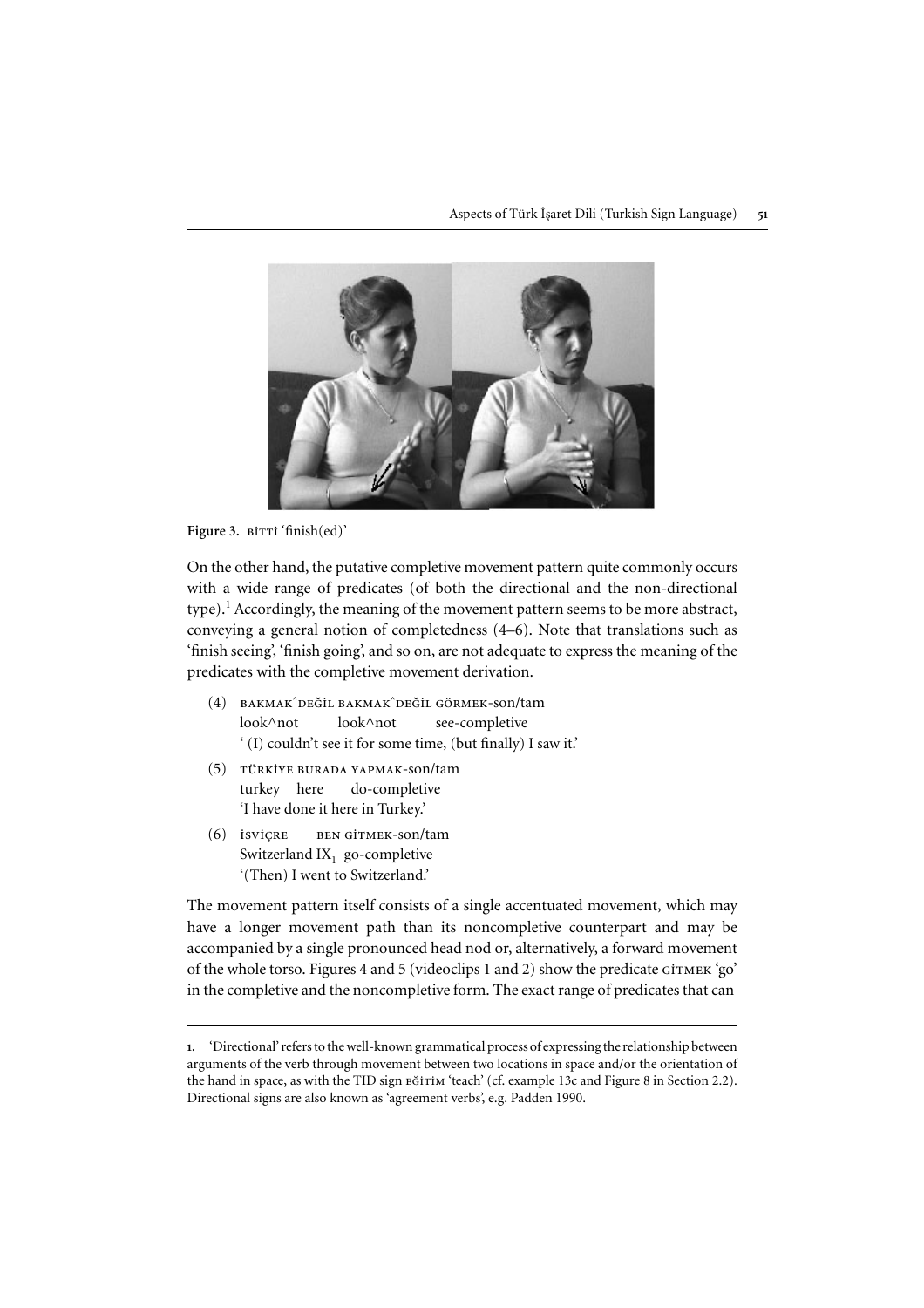**Figure 3.** BİTTİ 'finish(ed)'

On the other hand, the putative completive movement pattern quite commonly occurs with a wide range of predicates (of both the directional and the non-directional type).[1] Accordingly, the meaning of the movement pattern seems to be more abstract, conveying a general notion of completedness (4–6). Note that translations such as 'finish seeing', 'finish going', and so on, are not adequate to express the meaning of the predicates with the completive movement derivation.

(4) BAKMAK^DEĞİL BAKMAK^DEĞİL GÖRMEK-son/tam
look^not look^not see-completive
'(I) couldn't see it for some time, (but finally) I saw it.'

(5) TÜRKİYE BURADA YAPMAK-son/tam
turkey here do-completive
'I have done it here in Turkey.'

(6) İSVİÇRE BEN GİTMEK-son/tam
Switzerland $IX_1$ go-completive
'(Then) I went to Switzerland.'

The movement pattern itself consists of a single accentuated movement, which may have a longer movement path than its noncompletive counterpart and may be accompanied by a single pronounced head nod or, alternatively, a forward movement of the whole torso. Figures 4 and 5 (videoclips 1 and 2) show the predicate GİTMEK 'go' in the completive and the noncompletive form. The exact range of predicates that can

---

1. 'Directional' refers to the well-known grammatical process of expressing the relationship between arguments of the verb through movement between two locations in space and/or the orientation of the hand in space, as with the TID sign EĞİTİM 'teach' (cf. example 13c and Figure 8 in Section 2.2). Directional signs are also known as 'agreement verbs', e.g. Padden 1990.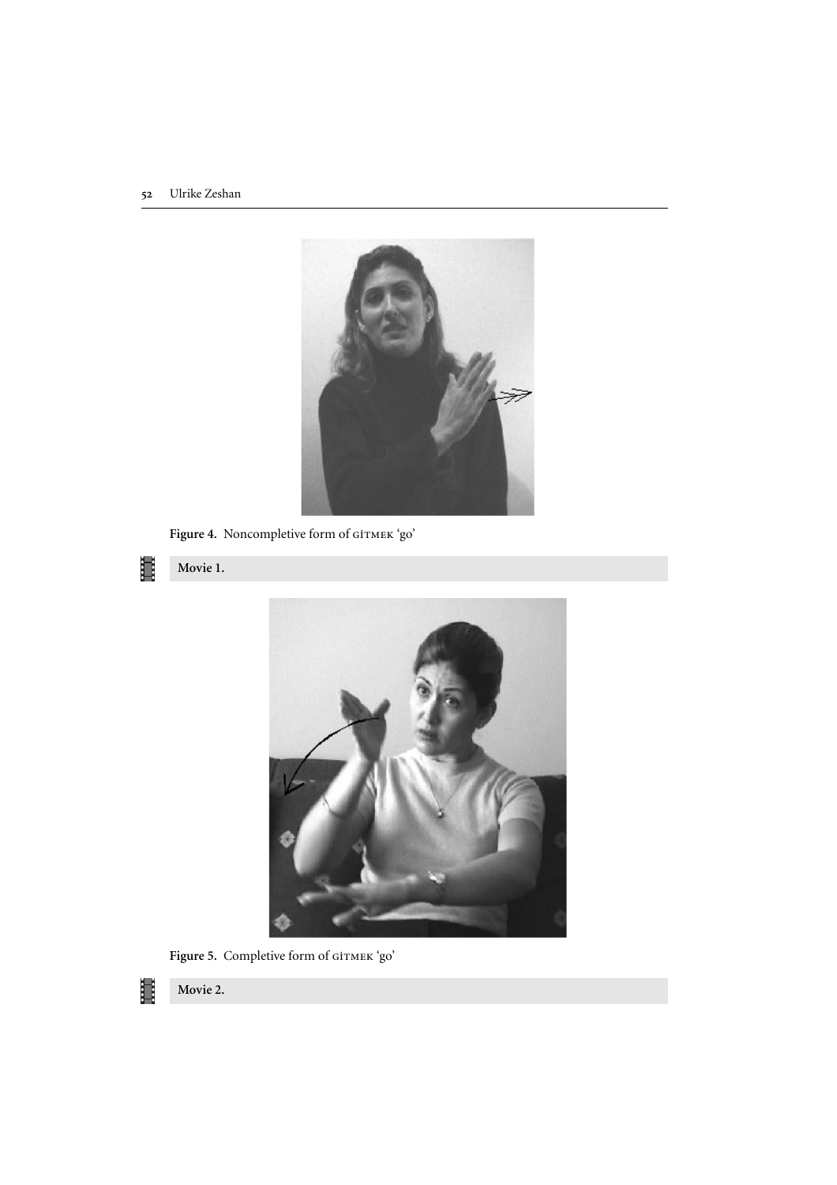**Figure 4.** Noncompletive form of GİTMEK 'go'

**Movie 1.**

**Figure 5.** Completive form of GİTMEK 'go'

**Movie 2.**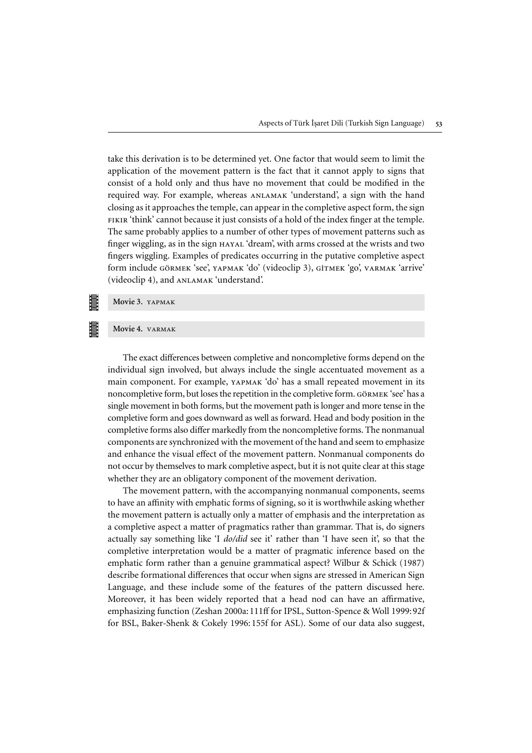take this derivation is to be determined yet. One factor that would seem to limit the application of the movement pattern is the fact that it cannot apply to signs that consist of a hold only and thus have no movement that could be modified in the required way. For example, whereas ANLAMAK 'understand', a sign with the hand closing as it approaches the temple, can appear in the completive aspect form, the sign FIKIR 'think' cannot because it just consists of a hold of the index finger at the temple. The same probably applies to a number of other types of movement patterns such as finger wiggling, as in the sign HAYAL 'dream', with arms crossed at the wrists and two fingers wiggling. Examples of predicates occurring in the putative completive aspect form include GÖRMEK 'see', YAPMAK 'do' (videoclip 3), GİTMEK 'go', VARMAK 'arrive' (videoclip 4), and ANLAMAK 'understand'.

**Movie 3.** YAPMAK

**Movie 4.** VARMAK

The exact differences between completive and noncompletive forms depend on the individual sign involved, but always include the single accentuated movement as a main component. For example, YAPMAK 'do' has a small repeated movement in its noncompletive form, but loses the repetition in the completive form. GÖRMEK 'see' has a single movement in both forms, but the movement path is longer and more tense in the completive form and goes downward as well as forward. Head and body position in the completive forms also differ markedly from the noncompletive forms. The nonmanual components are synchronized with the movement of the hand and seem to emphasize and enhance the visual effect of the movement pattern. Nonmanual components do not occur by themselves to mark completive aspect, but it is not quite clear at this stage whether they are an obligatory component of the movement derivation.

The movement pattern, with the accompanying nonmanual components, seems to have an affinity with emphatic forms of signing, so it is worthwhile asking whether the movement pattern is actually only a matter of emphasis and the interpretation as a completive aspect a matter of pragmatics rather than grammar. That is, do signers actually say something like 'I *do/did* see it' rather than 'I have seen it', so that the completive interpretation would be a matter of pragmatic inference based on the emphatic form rather than a genuine grammatical aspect? Wilbur & Schick (1987) describe formational differences that occur when signs are stressed in American Sign Language, and these include some of the features of the pattern discussed here. Moreover, it has been widely reported that a head nod can have an affirmative, emphasizing function (Zeshan 2000a: 111ff for IPSL, Sutton-Spence & Woll 1999: 92f for BSL, Baker-Shenk & Cokely 1996: 155f for ASL). Some of our data also suggest,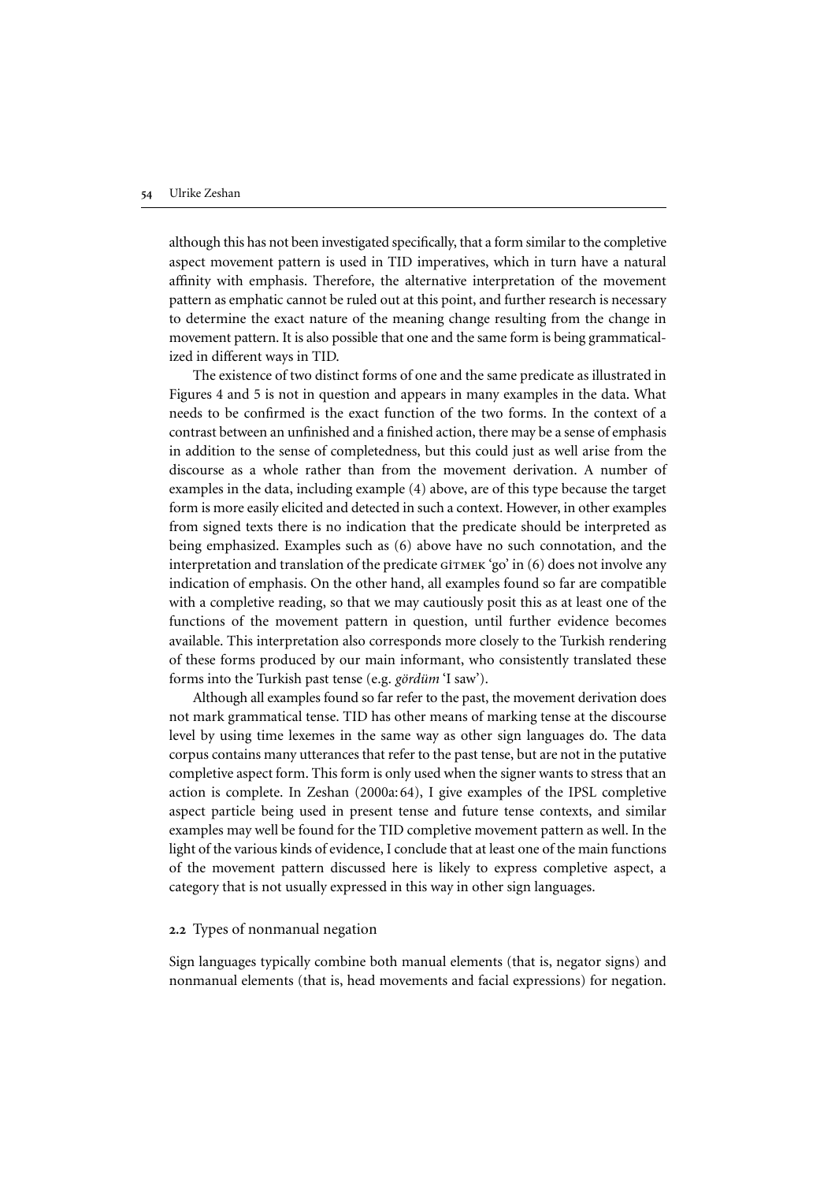although this has not been investigated specifically, that a form similar to the completive aspect movement pattern is used in TID imperatives, which in turn have a natural affinity with emphasis. Therefore, the alternative interpretation of the movement pattern as emphatic cannot be ruled out at this point, and further research is necessary to determine the exact nature of the meaning change resulting from the change in movement pattern. It is also possible that one and the same form is being grammaticalized in different ways in TID.

The existence of two distinct forms of one and the same predicate as illustrated in Figures 4 and 5 is not in question and appears in many examples in the data. What needs to be confirmed is the exact function of the two forms. In the context of a contrast between an unfinished and a finished action, there may be a sense of emphasis in addition to the sense of completedness, but this could just as well arise from the discourse as a whole rather than from the movement derivation. A number of examples in the data, including example (4) above, are of this type because the target form is more easily elicited and detected in such a context. However, in other examples from signed texts there is no indication that the predicate should be interpreted as being emphasized. Examples such as (6) above have no such connotation, and the interpretation and translation of the predicate GİTMEK 'go' in (6) does not involve any indication of emphasis. On the other hand, all examples found so far are compatible with a completive reading, so that we may cautiously posit this as at least one of the functions of the movement pattern in question, until further evidence becomes available. This interpretation also corresponds more closely to the Turkish rendering of these forms produced by our main informant, who consistently translated these forms into the Turkish past tense (e.g. *gördüm* 'I saw').

Although all examples found so far refer to the past, the movement derivation does not mark grammatical tense. TID has other means of marking tense at the discourse level by using time lexemes in the same way as other sign languages do. The data corpus contains many utterances that refer to the past tense, but are not in the putative completive aspect form. This form is only used when the signer wants to stress that an action is complete. In Zeshan (2000a: 64), I give examples of the IPSL completive aspect particle being used in present tense and future tense contexts, and similar examples may well be found for the TID completive movement pattern as well. In the light of the various kinds of evidence, I conclude that at least one of the main functions of the movement pattern discussed here is likely to express completive aspect, a category that is not usually expressed in this way in other sign languages.

### 2.2 Types of nonmanual negation

Sign languages typically combine both manual elements (that is, negator signs) and nonmanual elements (that is, head movements and facial expressions) for negation.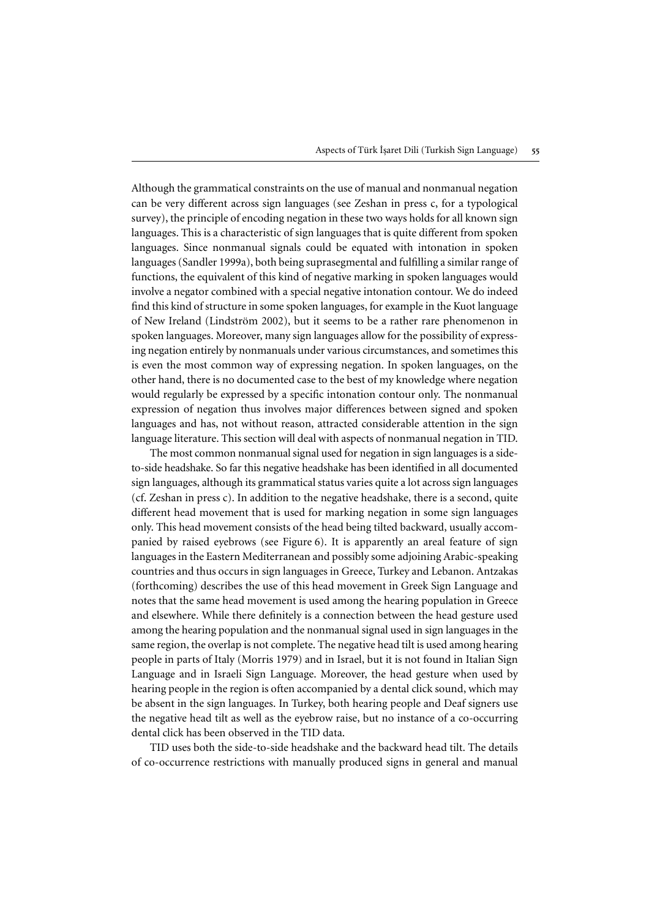Although the grammatical constraints on the use of manual and nonmanual negation can be very different across sign languages (see Zeshan in press c, for a typological survey), the principle of encoding negation in these two ways holds for all known sign languages. This is a characteristic of sign languages that is quite different from spoken languages. Since nonmanual signals could be equated with intonation in spoken languages (Sandler 1999a), both being suprasegmental and fulfilling a similar range of functions, the equivalent of this kind of negative marking in spoken languages would involve a negator combined with a special negative intonation contour. We do indeed find this kind of structure in some spoken languages, for example in the Kuot language of New Ireland (Lindström 2002), but it seems to be a rather rare phenomenon in spoken languages. Moreover, many sign languages allow for the possibility of expressing negation entirely by nonmanuals under various circumstances, and sometimes this is even the most common way of expressing negation. In spoken languages, on the other hand, there is no documented case to the best of my knowledge where negation would regularly be expressed by a specific intonation contour only. The nonmanual expression of negation thus involves major differences between signed and spoken languages and has, not without reason, attracted considerable attention in the sign language literature. This section will deal with aspects of nonmanual negation in TID.

The most common nonmanual signal used for negation in sign languages is a side-to-side headshake. So far this negative headshake has been identified in all documented sign languages, although its grammatical status varies quite a lot across sign languages (cf. Zeshan in press c). In addition to the negative headshake, there is a second, quite different head movement that is used for marking negation in some sign languages only. This head movement consists of the head being tilted backward, usually accompanied by raised eyebrows (see Figure 6). It is apparently an areal feature of sign languages in the Eastern Mediterranean and possibly some adjoining Arabic-speaking countries and thus occurs in sign languages in Greece, Turkey and Lebanon. Antzakas (forthcoming) describes the use of this head movement in Greek Sign Language and notes that the same head movement is used among the hearing population in Greece and elsewhere. While there definitely is a connection between the head gesture used among the hearing population and the nonmanual signal used in sign languages in the same region, the overlap is not complete. The negative head tilt is used among hearing people in parts of Italy (Morris 1979) and in Israel, but it is not found in Italian Sign Language and in Israeli Sign Language. Moreover, the head gesture when used by hearing people in the region is often accompanied by a dental click sound, which may be absent in the sign languages. In Turkey, both hearing people and Deaf signers use the negative head tilt as well as the eyebrow raise, but no instance of a co-occurring dental click has been observed in the TID data.

TID uses both the side-to-side headshake and the backward head tilt. The details of co-occurrence restrictions with manually produced signs in general and manual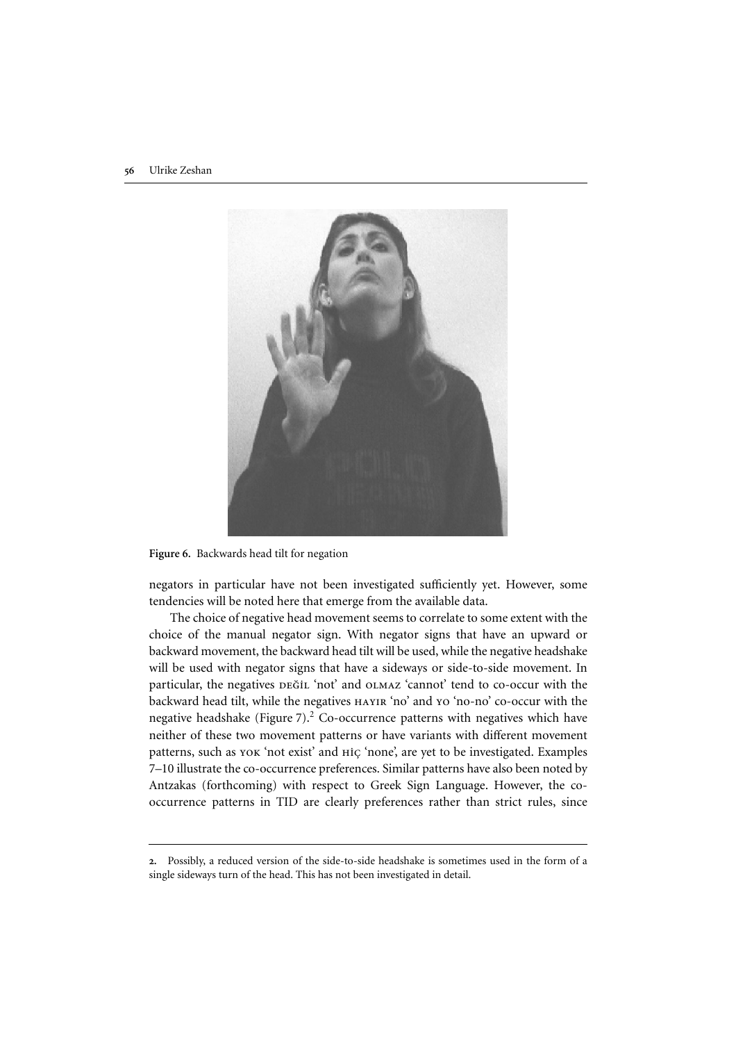**Figure 6.** Backwards head tilt for negation

negators in particular have not been investigated sufficiently yet. However, some tendencies will be noted here that emerge from the available data.

The choice of negative head movement seems to correlate to some extent with the choice of the manual negator sign. With negator signs that have an upward or backward movement, the backward head tilt will be used, while the negative headshake will be used with negator signs that have a sideways or side-to-side movement. In particular, the negatives DEĞİL 'not' and OLMAZ 'cannot' tend to co-occur with the backward head tilt, while the negatives HAYIR 'no' and YO 'no-no' co-occur with the negative headshake (Figure 7).[2] Co-occurrence patterns with negatives which have neither of these two movement patterns or have variants with different movement patterns, such as YOK 'not exist' and HİÇ 'none', are yet to be investigated. Examples 7–10 illustrate the co-occurrence preferences. Similar patterns have also been noted by Antzakas (forthcoming) with respect to Greek Sign Language. However, the co-occurrence patterns in TID are clearly preferences rather than strict rules, since

---

**2.** Possibly, a reduced version of the side-to-side headshake is sometimes used in the form of a single sideways turn of the head. This has not been investigated in detail.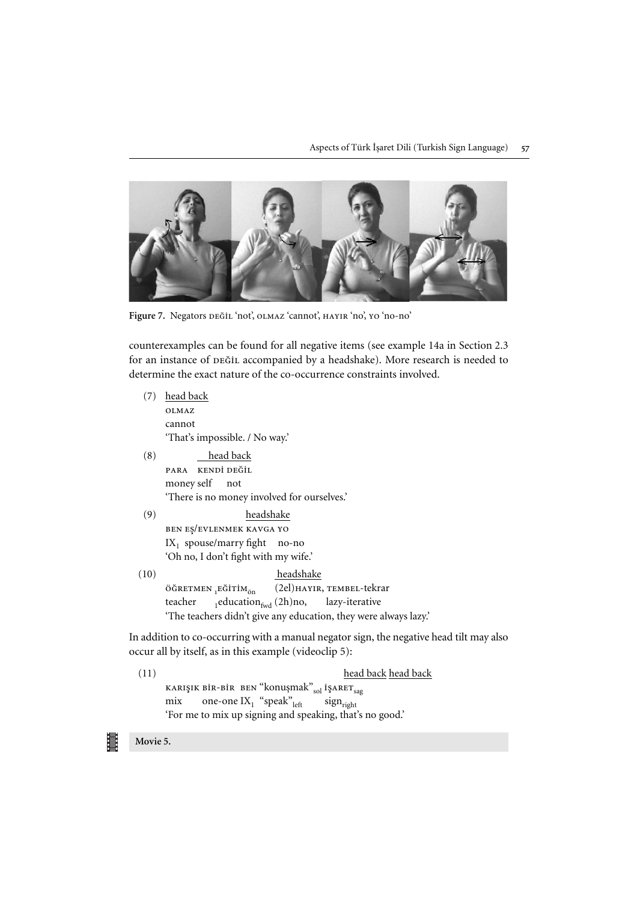Figure 7. Negators DEĞİL 'not', OLMAZ 'cannot', HAYIR 'no', YO 'no-no'

counterexamples can be found for all negative items (see example 14a in Section 2.3 for an instance of DEĞİL accompanied by a headshake). More research is needed to determine the exact nature of the co-occurrence constraints involved.

(7) head back
OLMAZ
cannot
'That's impossible. / No way.'

(8) head back
PARA KENDİ DEĞİL
money self not
'There is no money involved for ourselves.'

(9) headshake
BEN EŞ/EVLENMEK KAVGA YO
$IX_1$ spouse/marry fight no-no
'Oh no, I don't fight with my wife.'

(10) headshake
ÖĞRETMEN $_1$EĞİTİM$_{ön}$ (2el)HAYIR, TEMBEL-tekrar
teacher $_1$education$_{fwd}$ (2h)no, lazy-iterative
'The teachers didn't give any education, they were always lazy.'

In addition to co-occurring with a manual negator sign, the negative head tilt may also occur all by itself, as in this example (videoclip 5):

(11) head back head back
KARIŞIK BİR-BİR BEN "konuşmak"$_{sol}$ İŞARET$_{sag}$
mix one-one $IX_1$ "speak"$_{left}$ sign$_{right}$
'For me to mix up signing and speaking, that's no good.'

**Movie 5.**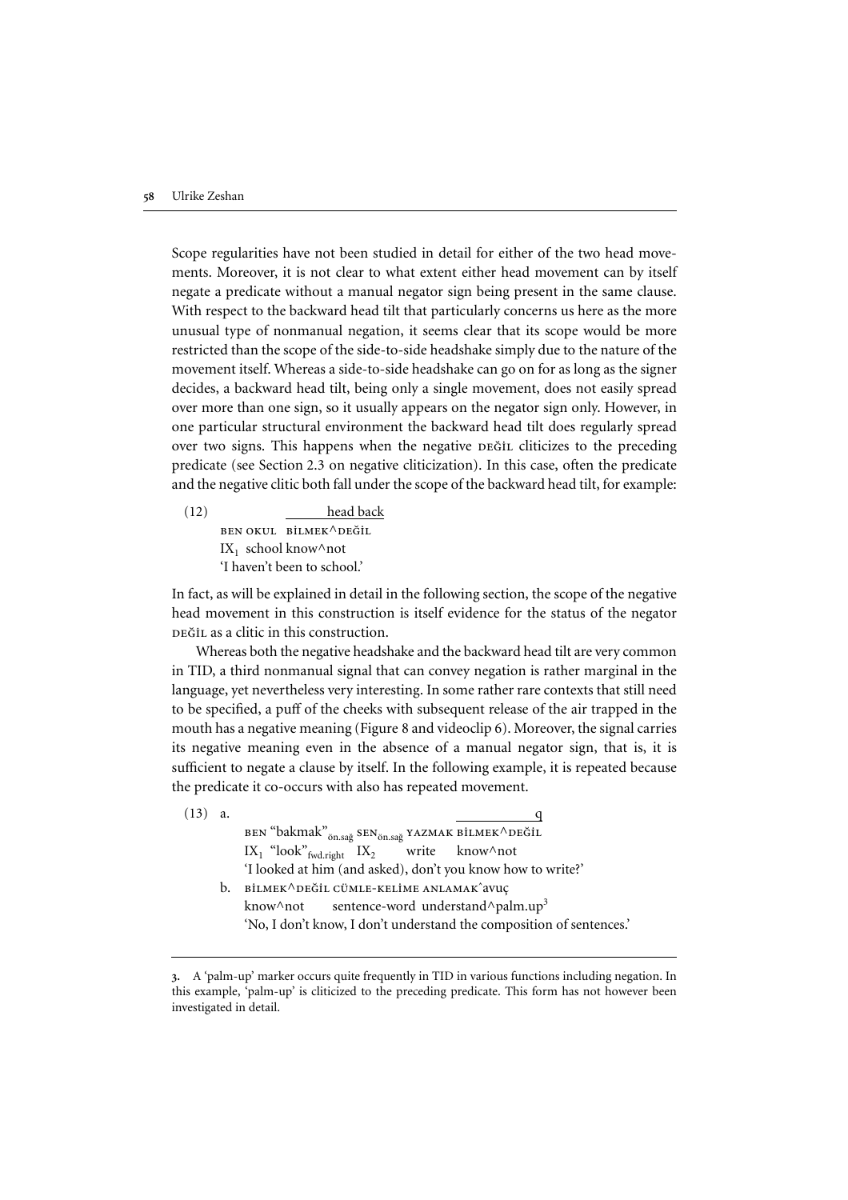Scope regularities have not been studied in detail for either of the two head movements. Moreover, it is not clear to what extent either head movement can by itself negate a predicate without a manual negator sign being present in the same clause. With respect to the backward head tilt that particularly concerns us here as the more unusual type of nonmanual negation, it seems clear that its scope would be more restricted than the scope of the side-to-side headshake simply due to the nature of the movement itself. Whereas a side-to-side headshake can go on for as long as the signer decides, a backward head tilt, being only a single movement, does not easily spread over more than one sign, so it usually appears on the negator sign only. However, in one particular structural environment the backward head tilt does regularly spread over two signs. This happens when the negative DEĞİL cliticizes to the preceding predicate (see Section 2.3 on negative cliticization). In this case, often the predicate and the negative clitic both fall under the scope of the backward head tilt, for example:

(12)
```
                 ________head back
BEN OKUL  BİLMEK^DEĞİL
IX1  school know^not
'I haven't been to school.'
```

In fact, as will be explained in detail in the following section, the scope of the negative head movement in this construction is itself evidence for the status of the negator DEĞİL as a clitic in this construction.

Whereas both the negative headshake and the backward head tilt are very common in TID, a third nonmanual signal that can convey negation is rather marginal in the language, yet nevertheless very interesting. In some rather rare contexts that still need to be specified, a puff of the cheeks with subsequent release of the air trapped in the mouth has a negative meaning (Figure 8 and videoclip 6). Moreover, the signal carries its negative meaning even in the absence of a manual negator sign, that is, it is sufficient to negate a clause by itself. In the following example, it is repeated because the predicate it co-occurs with also has repeated movement.

(13) a.
```
                                                  ____________q
BEN "bakmak"ön.sağ SENön.sağ YAZMAK BİLMEK^DEĞİL
IX1 "look"fwd.right IX2      write  know^not
'I looked at him (and asked), don't you know how to write?'
```

b.
```
BİLMEK^DEĞİL CÜMLE-KELİME ANLAMAK^avuç
know^not     sentence-word understand^palm.up[3]
'No, I don't know, I don't understand the composition of sentences.'
```

---

3. A 'palm-up' marker occurs quite frequently in TID in various functions including negation. In this example, 'palm-up' is cliticized to the preceding predicate. This form has not however been investigated in detail.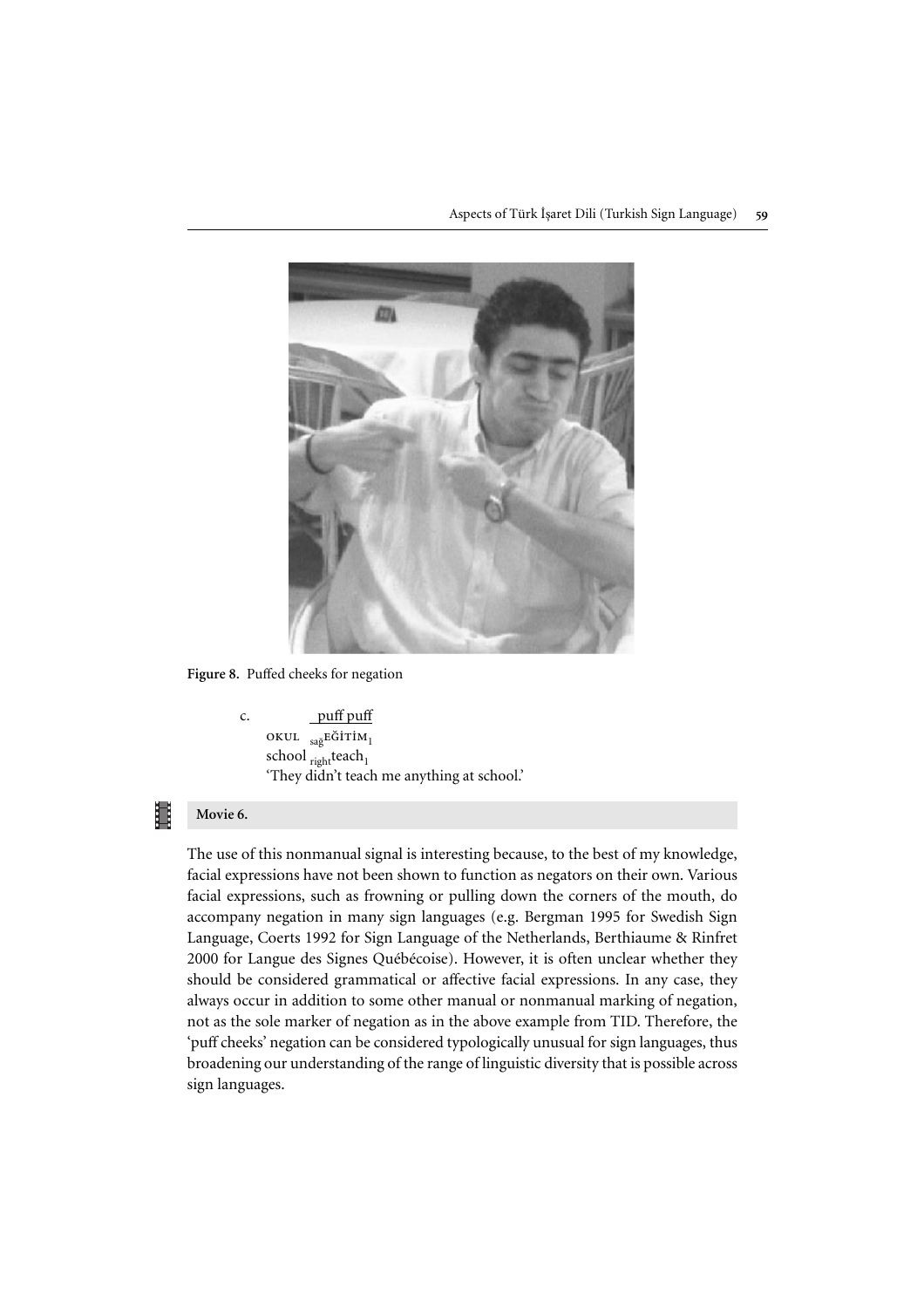Figure 8. Puffed cheeks for negation

c. &nbsp;&nbsp;&nbsp;&nbsp;&nbsp;&nbsp;&nbsp;&nbsp;&nbsp;&nbsp;<u>puff puff</u>
OKUL $_{\text{sağ}}$EĞİTİM$_1$
school $_{\text{right}}$teach$_1$
'They didn't teach me anything at school.'

**Movie 6.**

The use of this nonmanual signal is interesting because, to the best of my knowledge, facial expressions have not been shown to function as negators on their own. Various facial expressions, such as frowning or pulling down the corners of the mouth, do accompany negation in many sign languages (e.g. Bergman 1995 for Swedish Sign Language, Coerts 1992 for Sign Language of the Netherlands, Berthiaume & Rinfret 2000 for Langue des Signes Québécoise). However, it is often unclear whether they should be considered grammatical or affective facial expressions. In any case, they always occur in addition to some other manual or nonmanual marking of negation, not as the sole marker of negation as in the above example from TID. Therefore, the 'puff cheeks' negation can be considered typologically unusual for sign languages, thus broadening our understanding of the range of linguistic diversity that is possible across sign languages.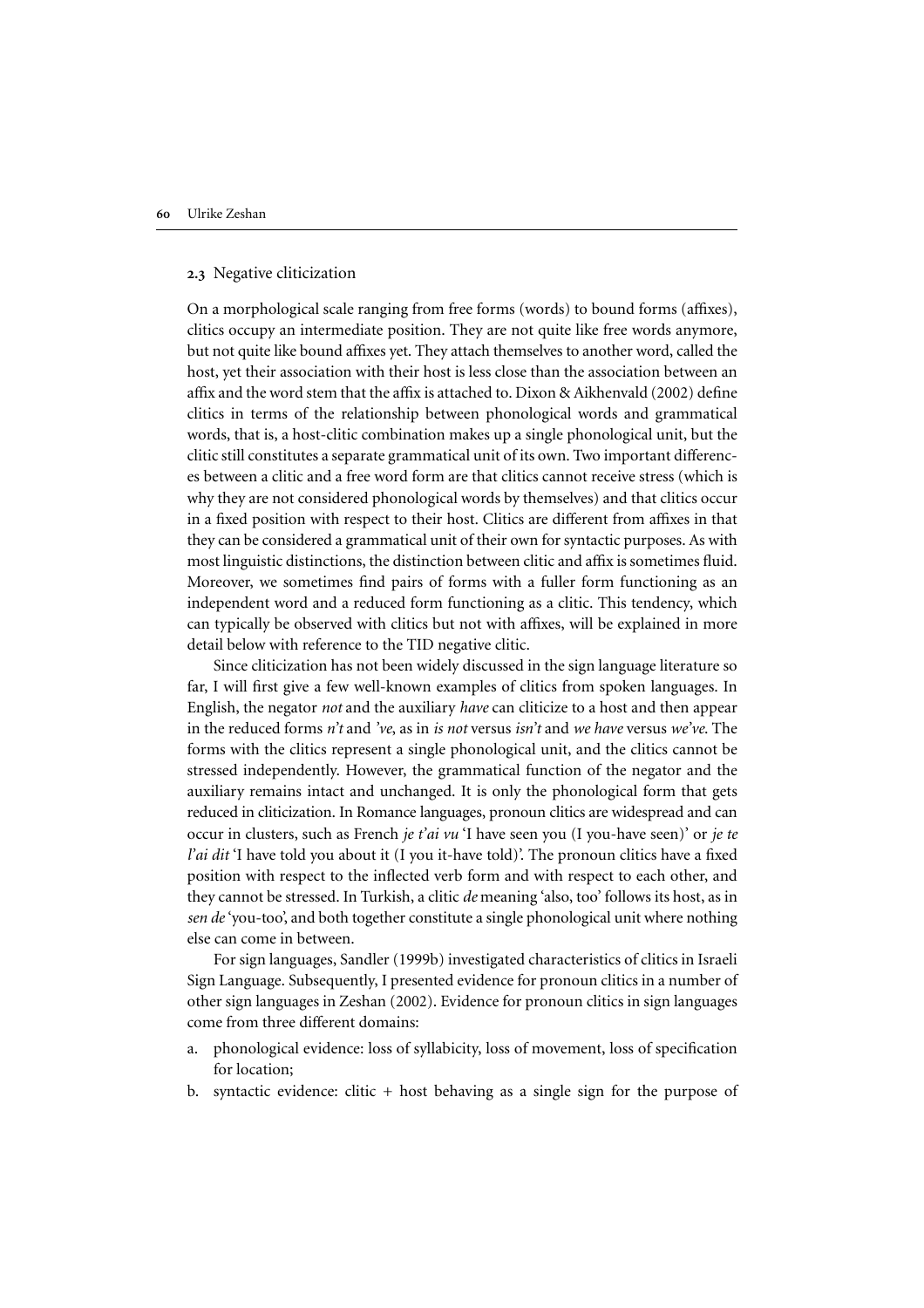### 2.3 Negative cliticization

On a morphological scale ranging from free forms (words) to bound forms (affixes), clitics occupy an intermediate position. They are not quite like free words anymore, but not quite like bound affixes yet. They attach themselves to another word, called the host, yet their association with their host is less close than the association between an affix and the word stem that the affix is attached to. Dixon & Aikhenvald (2002) define clitics in terms of the relationship between phonological words and grammatical words, that is, a host-clitic combination makes up a single phonological unit, but the clitic still constitutes a separate grammatical unit of its own. Two important differences between a clitic and a free word form are that clitics cannot receive stress (which is why they are not considered phonological words by themselves) and that clitics occur in a fixed position with respect to their host. Clitics are different from affixes in that they can be considered a grammatical unit of their own for syntactic purposes. As with most linguistic distinctions, the distinction between clitic and affix is sometimes fluid. Moreover, we sometimes find pairs of forms with a fuller form functioning as an independent word and a reduced form functioning as a clitic. This tendency, which can typically be observed with clitics but not with affixes, will be explained in more detail below with reference to the TID negative clitic.

Since cliticization has not been widely discussed in the sign language literature so far, I will first give a few well-known examples of clitics from spoken languages. In English, the negator *not* and the auxiliary *have* can cliticize to a host and then appear in the reduced forms *n't* and *'ve*, as in *is not* versus *isn't* and *we have* versus *we've*. The forms with the clitics represent a single phonological unit, and the clitics cannot be stressed independently. However, the grammatical function of the negator and the auxiliary remains intact and unchanged. It is only the phonological form that gets reduced in cliticization. In Romance languages, pronoun clitics are widespread and can occur in clusters, such as French *je t'ai vu* 'I have seen you (I you-have seen)' or *je te l'ai dit* 'I have told you about it (I you it-have told)'. The pronoun clitics have a fixed position with respect to the inflected verb form and with respect to each other, and they cannot be stressed. In Turkish, a clitic *de* meaning 'also, too' follows its host, as in *sen de* 'you-too', and both together constitute a single phonological unit where nothing else can come in between.

For sign languages, Sandler (1999b) investigated characteristics of clitics in Israeli Sign Language. Subsequently, I presented evidence for pronoun clitics in a number of other sign languages in Zeshan (2002). Evidence for pronoun clitics in sign languages come from three different domains:

a. phonological evidence: loss of syllabicity, loss of movement, loss of specification for location;
b. syntactic evidence: clitic + host behaving as a single sign for the purpose of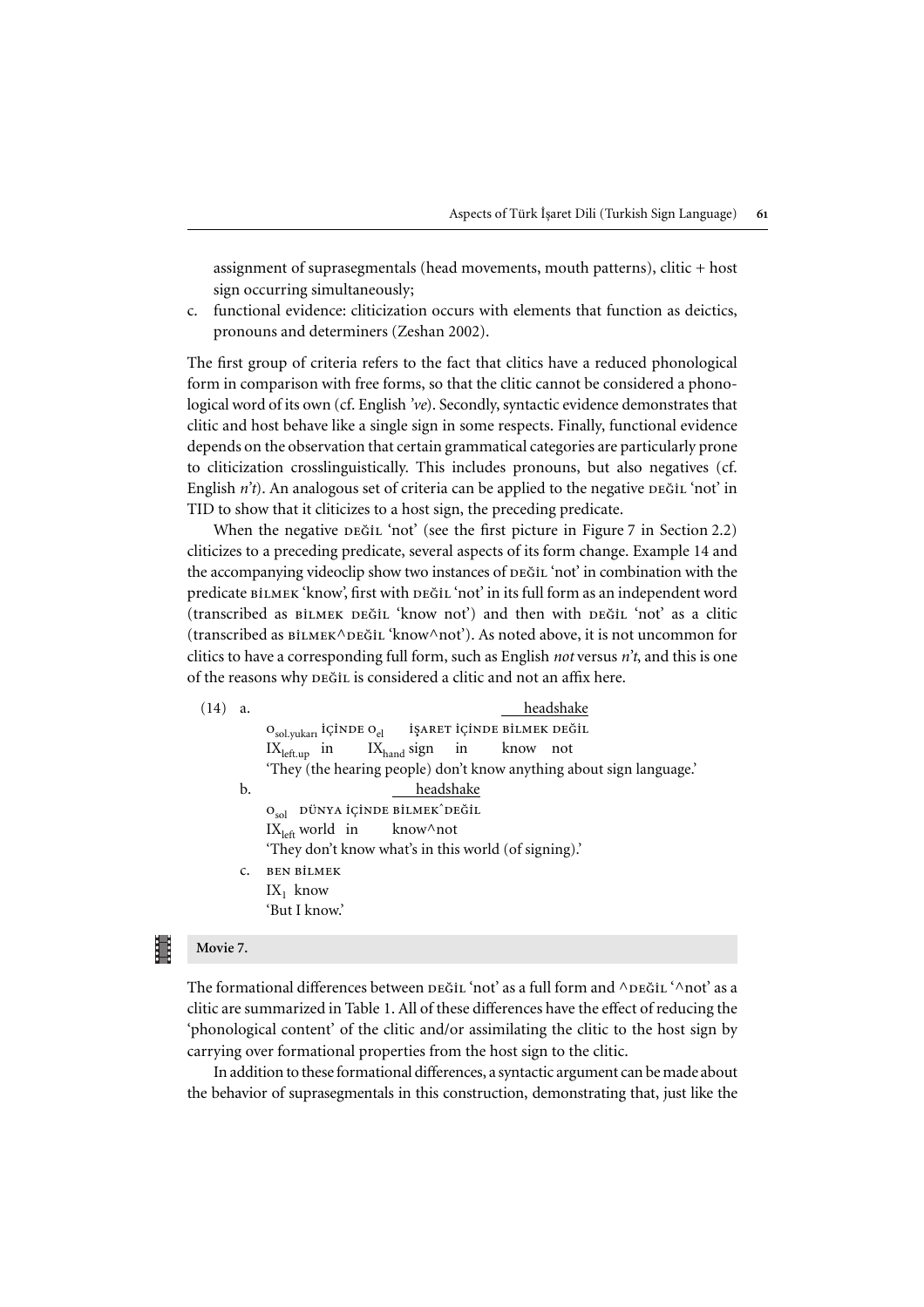assignment of suprasegmentals (head movements, mouth patterns), clitic + host sign occurring simultaneously;

c. functional evidence: cliticization occurs with elements that function as deictics, pronouns and determiners (Zeshan 2002).

The first group of criteria refers to the fact that clitics have a reduced phonological form in comparison with free forms, so that the clitic cannot be considered a phonological word of its own (cf. English *'ve*). Secondly, syntactic evidence demonstrates that clitic and host behave like a single sign in some respects. Finally, functional evidence depends on the observation that certain grammatical categories are particularly prone to cliticization crosslinguistically. This includes pronouns, but also negatives (cf. English *n't*). An analogous set of criteria can be applied to the negative DEĞİL 'not' in TID to show that it cliticizes to a host sign, the preceding predicate.

When the negative DEĞİL 'not' (see the first picture in Figure 7 in Section 2.2) cliticizes to a preceding predicate, several aspects of its form change. Example 14 and the accompanying videoclip show two instances of DEĞİL 'not' in combination with the predicate BİLMEK 'know', first with DEĞİL 'not' in its full form as an independent word (transcribed as BİLMEK DEĞİL 'know not') and then with DEĞİL 'not' as a clitic (transcribed as BİLMEK^DEĞİL 'know^not'). As noted above, it is not uncommon for clitics to have a corresponding full form, such as English *not* versus *n't*, and this is one of the reasons why DEĞİL is considered a clitic and not an affix here.

(14) a. headshake (over BİLMEK DEĞİL)

$O_{sol.yukarı}$ İÇİNDE $O_{el}$ İŞARET İÇİNDE BİLMEK DEĞİL
$IX_{left.up}$ in $IX_{hand}$ sign in know not
'They (the hearing people) don't know anything about sign language.'

b. headshake (over BİLMEK^DEĞİL)

$O_{sol}$ DÜNYA İÇİNDE BİLMEK^DEĞİL
$IX_{left}$ world in know^not
'They don't know what's in this world (of signing).'

c. BEN BİLMEK
$IX_1$ know
'But I know.'

**Movie 7.**

The formational differences between DEĞİL 'not' as a full form and ^DEĞİL '^not' as a clitic are summarized in Table 1. All of these differences have the effect of reducing the 'phonological content' of the clitic and/or assimilating the clitic to the host sign by carrying over formational properties from the host sign to the clitic.

In addition to these formational differences, a syntactic argument can be made about the behavior of suprasegmentals in this construction, demonstrating that, just like the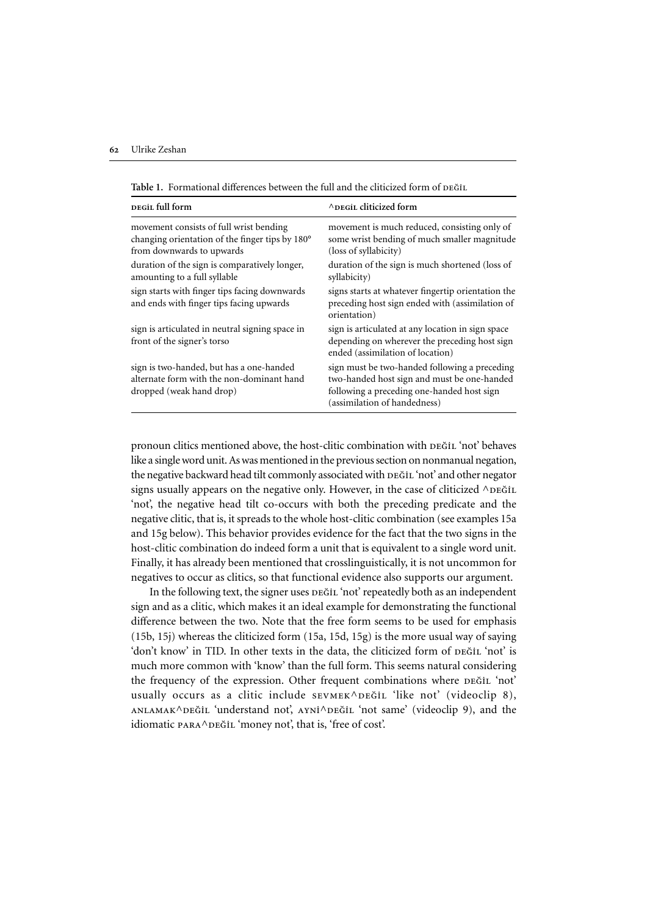**Table 1.** Formational differences between the full and the cliticized form of DEĞİL

| DEĞİL full form | ^DEĞİL cliticized form |
|---|---|
| movement consists of full wrist bending changing orientation of the finger tips by 180° from downwards to upwards | movement is much reduced, consisting only of some wrist bending of much smaller magnitude (loss of syllabicity) |
| duration of the sign is comparatively longer, amounting to a full syllable | duration of the sign is much shortened (loss of syllabicity) |
| sign starts with finger tips facing downwards and ends with finger tips facing upwards | signs starts at whatever fingertip orientation the preceding host sign ended with (assimilation of orientation) |
| sign is articulated in neutral signing space in front of the signer's torso | sign is articulated at any location in sign space depending on wherever the preceding host sign ended (assimilation of location) |
| sign is two-handed, but has a one-handed alternate form with the non-dominant hand dropped (weak hand drop) | sign must be two-handed following a preceding two-handed host sign and must be one-handed following a preceding one-handed host sign (assimilation of handedness) |

pronoun clitics mentioned above, the host-clitic combination with DEĞİL 'not' behaves like a single word unit. As was mentioned in the previous section on nonmanual negation, the negative backward head tilt commonly associated with DEĞİL 'not' and other negator signs usually appears on the negative only. However, in the case of cliticized ^DEĞİL 'not', the negative head tilt co-occurs with both the preceding predicate and the negative clitic, that is, it spreads to the whole host-clitic combination (see examples 15a and 15g below). This behavior provides evidence for the fact that the two signs in the host-clitic combination do indeed form a unit that is equivalent to a single word unit. Finally, it has already been mentioned that crosslinguistically, it is not uncommon for negatives to occur as clitics, so that functional evidence also supports our argument.

In the following text, the signer uses DEĞİL 'not' repeatedly both as an independent sign and as a clitic, which makes it an ideal example for demonstrating the functional difference between the two. Note that the free form seems to be used for emphasis (15b, 15j) whereas the cliticized form (15a, 15d, 15g) is the more usual way of saying 'don't know' in TID. In other texts in the data, the cliticized form of DEĞİL 'not' is much more common with 'know' than the full form. This seems natural considering the frequency of the expression. Other frequent combinations where DEĞİL 'not' usually occurs as a clitic include SEVMEK^DEĞİL 'like not' (videoclip 8), ANLAMAK^DEĞİL 'understand not', AYNİ^DEĞİL 'not same' (videoclip 9), and the idiomatic PARA^DEĞİL 'money not', that is, 'free of cost'.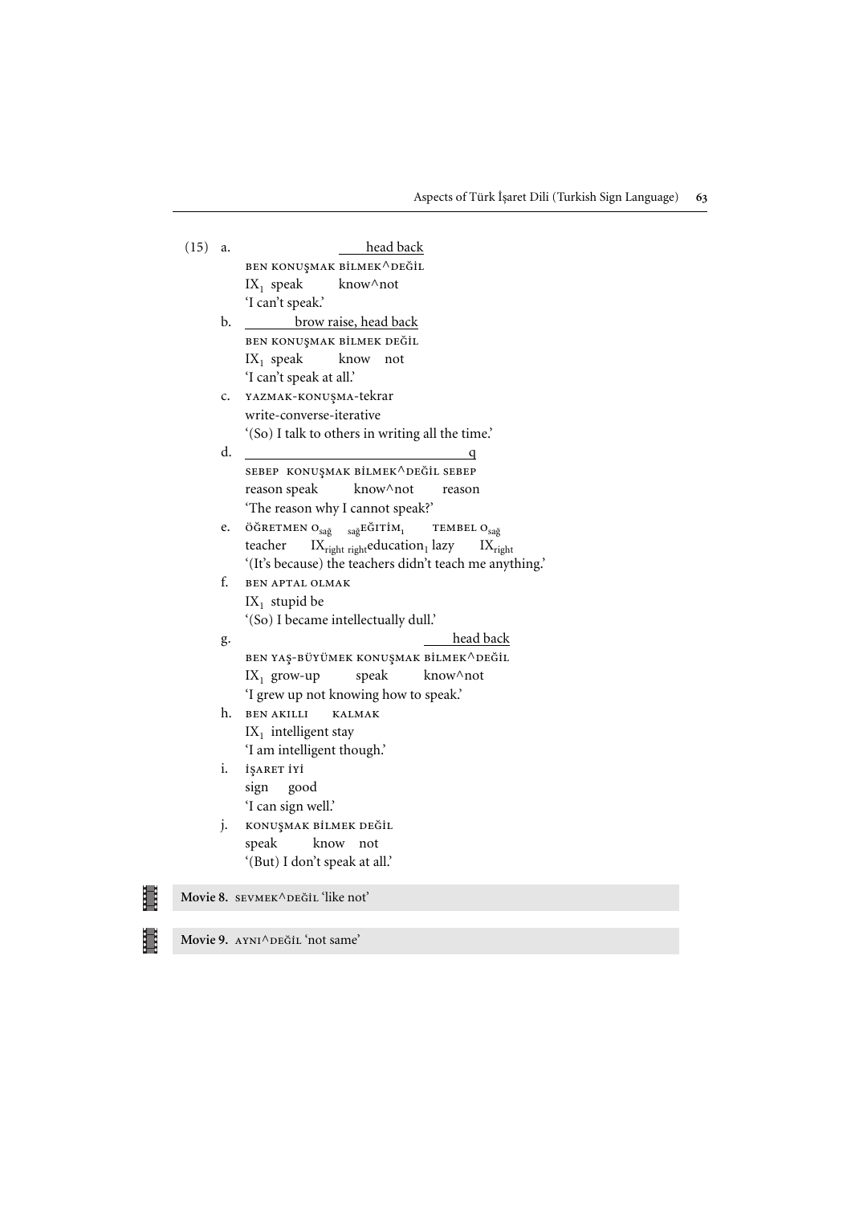(15) a. ‾‾‾‾‾‾‾‾‾‾‾‾‾‾head back

BEN KONUŞMAK BİLMEK^DEĞİL
$IX_1$ speak know^not
'I can't speak.'

b. ‾‾‾‾‾‾‾‾‾‾‾‾‾‾brow raise, head back

BEN KONUŞMAK BİLMEK DEĞİL
$IX_1$ speak know not
'I can't speak at all.'

c. YAZMAK-KONUŞMA-tekrar
write-converse-iterative
'(So) I talk to others in writing all the time.'

d. ‾‾‾‾‾‾‾‾‾‾‾‾‾‾‾‾‾‾‾‾‾‾‾‾‾‾‾‾‾q

SEBEP KONUŞMAK BİLMEK^DEĞİL SEBEP
reason speak know^not reason
'The reason why I cannot speak?'

e. ÖĞRETMEN $O_{sağ}$ $_{sağ}$EĞİTİM$_1$ TEMBEL $O_{sağ}$
teacher $IX_{right}$ $_{right}$education$_1$ lazy $IX_{right}$
'(It's because) the teachers didn't teach me anything.'

f. BEN APTAL OLMAK
$IX_1$ stupid be
'(So) I became intellectually dull.'

g. ‾‾‾‾‾‾‾‾‾‾‾‾‾‾head back

BEN YAŞ-BÜYÜMEK KONUŞMAK BİLMEK^DEĞİL
$IX_1$ grow-up speak know^not
'I grew up not knowing how to speak.'

h. BEN AKILLI KALMAK
$IX_1$ intelligent stay
'I am intelligent though.'

i. İŞARET İYİ
sign good
'I can sign well.'

j. KONUŞMAK BİLMEK DEĞİL
speak know not
'(But) I don't speak at all.'

**Movie 8.** SEVMEK^DEĞİL 'like not'

**Movie 9.** AYNI^DEĞİL 'not same'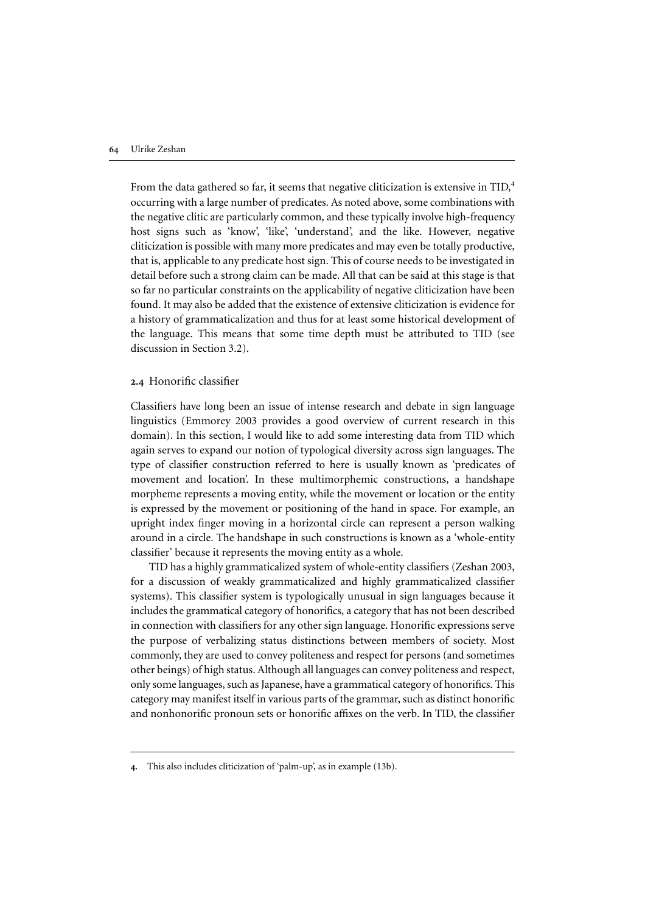From the data gathered so far, it seems that negative cliticization is extensive in TID,[4] occurring with a large number of predicates. As noted above, some combinations with the negative clitic are particularly common, and these typically involve high-frequency host signs such as 'know', 'like', 'understand', and the like. However, negative cliticization is possible with many more predicates and may even be totally productive, that is, applicable to any predicate host sign. This of course needs to be investigated in detail before such a strong claim can be made. All that can be said at this stage is that so far no particular constraints on the applicability of negative cliticization have been found. It may also be added that the existence of extensive cliticization is evidence for a history of grammaticalization and thus for at least some historical development of the language. This means that some time depth must be attributed to TID (see discussion in Section 3.2).

### 2.4 Honorific classifier

Classifiers have long been an issue of intense research and debate in sign language linguistics (Emmorey 2003 provides a good overview of current research in this domain). In this section, I would like to add some interesting data from TID which again serves to expand our notion of typological diversity across sign languages. The type of classifier construction referred to here is usually known as 'predicates of movement and location'. In these multimorphemic constructions, a handshape morpheme represents a moving entity, while the movement or location or the entity is expressed by the movement or positioning of the hand in space. For example, an upright index finger moving in a horizontal circle can represent a person walking around in a circle. The handshape in such constructions is known as a 'whole-entity classifier' because it represents the moving entity as a whole.

TID has a highly grammaticalized system of whole-entity classifiers (Zeshan 2003, for a discussion of weakly grammaticalized and highly grammaticalized classifier systems). This classifier system is typologically unusual in sign languages because it includes the grammatical category of honorifics, a category that has not been described in connection with classifiers for any other sign language. Honorific expressions serve the purpose of verbalizing status distinctions between members of society. Most commonly, they are used to convey politeness and respect for persons (and sometimes other beings) of high status. Although all languages can convey politeness and respect, only some languages, such as Japanese, have a grammatical category of honorifics. This category may manifest itself in various parts of the grammar, such as distinct honorific and nonhonorific pronoun sets or honorific affixes on the verb. In TID, the classifier

4. This also includes cliticization of 'palm-up', as in example (13b).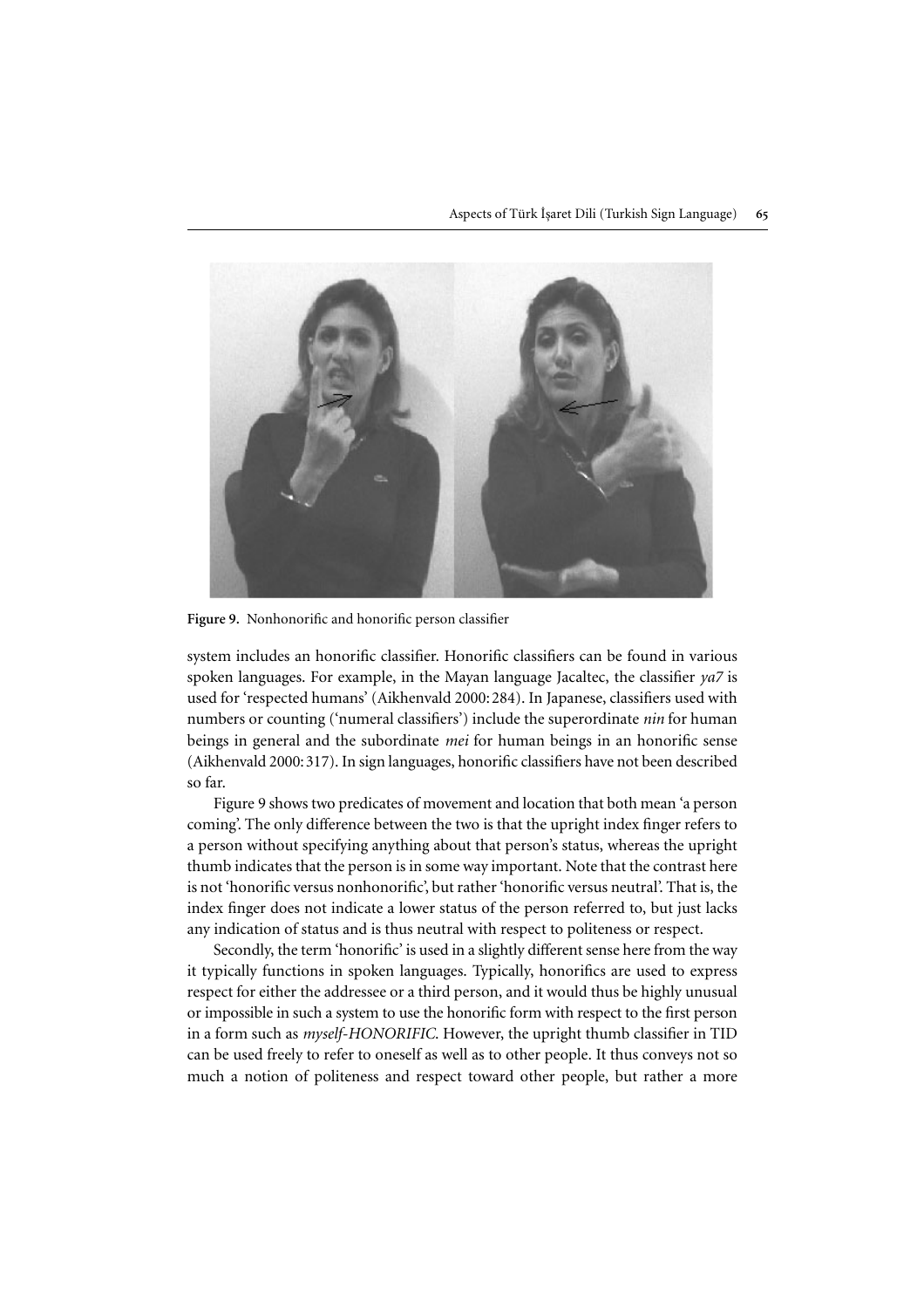**Figure 9.** Nonhonorific and honorific person classifier

system includes an honorific classifier. Honorific classifiers can be found in various spoken languages. For example, in the Mayan language Jacaltec, the classifier *ya7* is used for 'respected humans' (Aikhenvald 2000: 284). In Japanese, classifiers used with numbers or counting ('numeral classifiers') include the superordinate *nin* for human beings in general and the subordinate *mei* for human beings in an honorific sense (Aikhenvald 2000: 317). In sign languages, honorific classifiers have not been described so far.

Figure 9 shows two predicates of movement and location that both mean 'a person coming'. The only difference between the two is that the upright index finger refers to a person without specifying anything about that person's status, whereas the upright thumb indicates that the person is in some way important. Note that the contrast here is not 'honorific versus nonhonorific', but rather 'honorific versus neutral'. That is, the index finger does not indicate a lower status of the person referred to, but just lacks any indication of status and is thus neutral with respect to politeness or respect.

Secondly, the term 'honorific' is used in a slightly different sense here from the way it typically functions in spoken languages. Typically, honorifics are used to express respect for either the addressee or a third person, and it would thus be highly unusual or impossible in such a system to use the honorific form with respect to the first person in a form such as *myself-HONORIFIC*. However, the upright thumb classifier in TID can be used freely to refer to oneself as well as to other people. It thus conveys not so much a notion of politeness and respect toward other people, but rather a more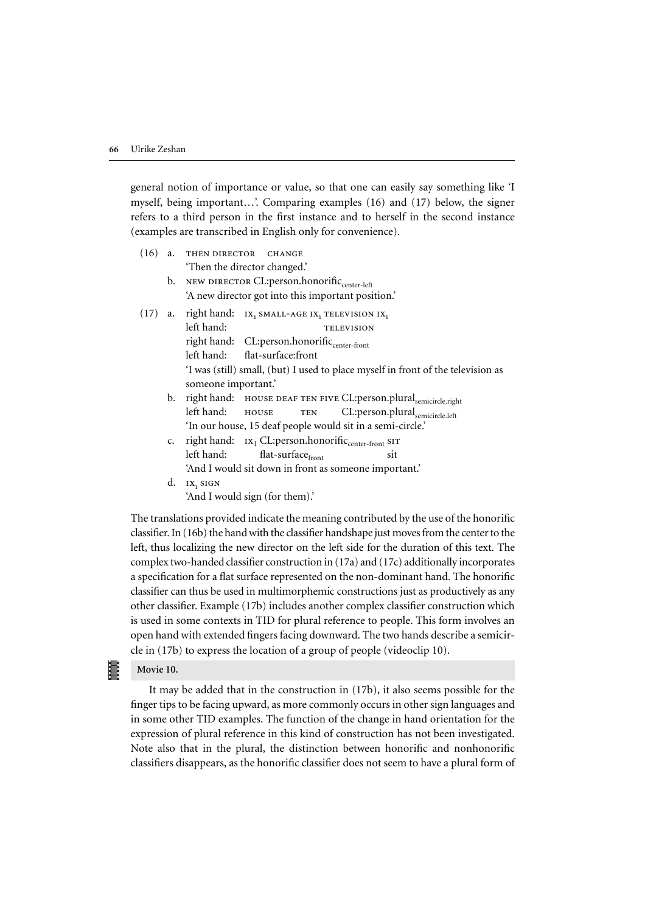general notion of importance or value, so that one can easily say something like 'I myself, being important…'. Comparing examples (16) and (17) below, the signer refers to a third person in the first instance and to herself in the second instance (examples are transcribed in English only for convenience).

(16) a. THEN DIRECTOR CHANGE
'Then the director changed.'

b. NEW DIRECTOR CL:person.honorific$_{\text{center-left}}$
'A new director got into this important position.'

(17) a. right hand: $\text{IX}_1$ SMALL-AGE $\text{IX}_1$ TELEVISION $\text{IX}_1$
left hand: TELEVISION
right hand: CL:person.honorific$_{\text{center-front}}$
left hand: flat-surface:front
'I was (still) small, (but) I used to place myself in front of the television as someone important.'

b. right hand: HOUSE DEAF TEN FIVE CL:person.plural$_{\text{semicircle.right}}$
left hand: HOUSE TEN CL:person.plural$_{\text{semicircle.left}}$
'In our house, 15 deaf people would sit in a semi-circle.'

c. right hand: $\text{IX}_1$ CL:person.honorific$_{\text{center-front}}$ SIT
left hand: flat-surface$_{\text{front}}$ sit
'And I would sit down in front as someone important.'

d. $\text{IX}_1$ SIGN
'And I would sign (for them).'

The translations provided indicate the meaning contributed by the use of the honorific classifier. In (16b) the hand with the classifier handshape just moves from the center to the left, thus localizing the new director on the left side for the duration of this text. The complex two-handed classifier construction in (17a) and (17c) additionally incorporates a specification for a flat surface represented on the non-dominant hand. The honorific classifier can thus be used in multimorphemic constructions just as productively as any other classifier. Example (17b) includes another complex classifier construction which is used in some contexts in TID for plural reference to people. This form involves an open hand with extended fingers facing downward. The two hands describe a semicircle in (17b) to express the location of a group of people (videoclip 10).

**Movie 10.**

It may be added that in the construction in (17b), it also seems possible for the finger tips to be facing upward, as more commonly occurs in other sign languages and in some other TID examples. The function of the change in hand orientation for the expression of plural reference in this kind of construction has not been investigated. Note also that in the plural, the distinction between honorific and nonhonorific classifiers disappears, as the honorific classifier does not seem to have a plural form of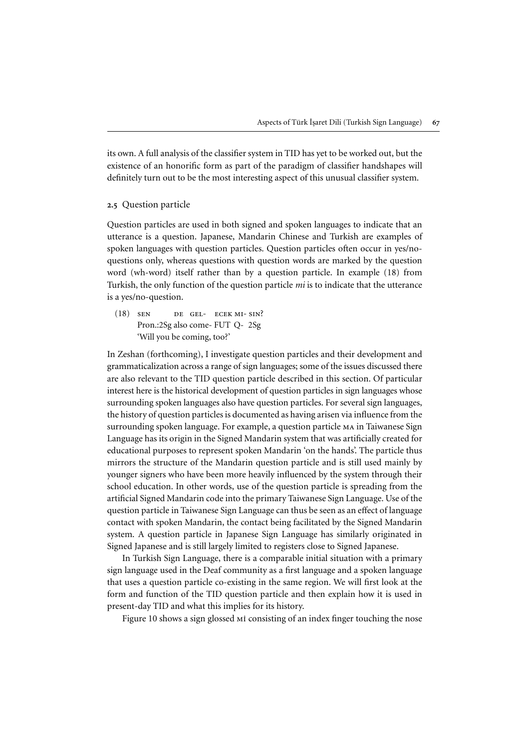its own. A full analysis of the classifier system in TID has yet to be worked out, but the existence of an honorific form as part of the paradigm of classifier handshapes will definitely turn out to be the most interesting aspect of this unusual classifier system.

### 2.5 Question particle

Question particles are used in both signed and spoken languages to indicate that an utterance is a question. Japanese, Mandarin Chinese and Turkish are examples of spoken languages with question particles. Question particles often occur in yes/no-questions only, whereas questions with question words are marked by the question word (wh-word) itself rather than by a question particle. In example (18) from Turkish, the only function of the question particle *mi* is to indicate that the utterance is a yes/no-question.

(18) SEN DE GEL- ECEK MI- SIN?
Pron.:2Sg also come- FUT Q- 2Sg
'Will you be coming, too?'

In Zeshan (forthcoming), I investigate question particles and their development and grammaticalization across a range of sign languages; some of the issues discussed there are also relevant to the TID question particle described in this section. Of particular interest here is the historical development of question particles in sign languages whose surrounding spoken languages also have question particles. For several sign languages, the history of question particles is documented as having arisen via influence from the surrounding spoken language. For example, a question particle MA in Taiwanese Sign Language has its origin in the Signed Mandarin system that was artificially created for educational purposes to represent spoken Mandarin 'on the hands'. The particle thus mirrors the structure of the Mandarin question particle and is still used mainly by younger signers who have been more heavily influenced by the system through their school education. In other words, use of the question particle is spreading from the artificial Signed Mandarin code into the primary Taiwanese Sign Language. Use of the question particle in Taiwanese Sign Language can thus be seen as an effect of language contact with spoken Mandarin, the contact being facilitated by the Signed Mandarin system. A question particle in Japanese Sign Language has similarly originated in Signed Japanese and is still largely limited to registers close to Signed Japanese.

In Turkish Sign Language, there is a comparable initial situation with a primary sign language used in the Deaf community as a first language and a spoken language that uses a question particle co-existing in the same region. We will first look at the form and function of the TID question particle and then explain how it is used in present-day TID and what this implies for its history.

Figure 10 shows a sign glossed Mİ consisting of an index finger touching the nose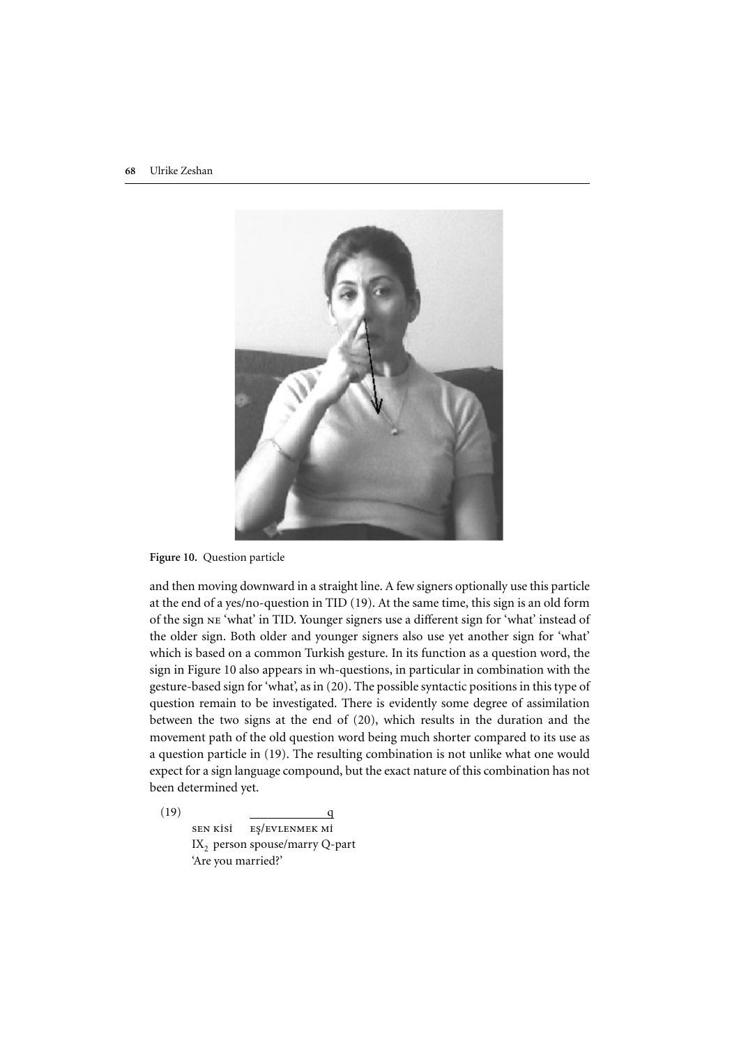**Figure 10.** Question particle

and then moving downward in a straight line. A few signers optionally use this particle at the end of a yes/no-question in TID (19). At the same time, this sign is an old form of the sign NE 'what' in TID. Younger signers use a different sign for 'what' instead of the older sign. Both older and younger signers also use yet another sign for 'what' which is based on a common Turkish gesture. In its function as a question word, the sign in Figure 10 also appears in wh-questions, in particular in combination with the gesture-based sign for 'what', as in (20). The possible syntactic positions in this type of question remain to be investigated. There is evidently some degree of assimilation between the two signs at the end of (20), which results in the duration and the movement path of the old question word being much shorter compared to its use as a question particle in (19). The resulting combination is not unlike what one would expect for a sign language compound, but the exact nature of this combination has not been determined yet.

(19)
```
                _____________q
     SEN KİŞİ   EŞ/EVLENMEK Mİ
     IX2 person spouse/marry Q-part
     'Are you married?'
```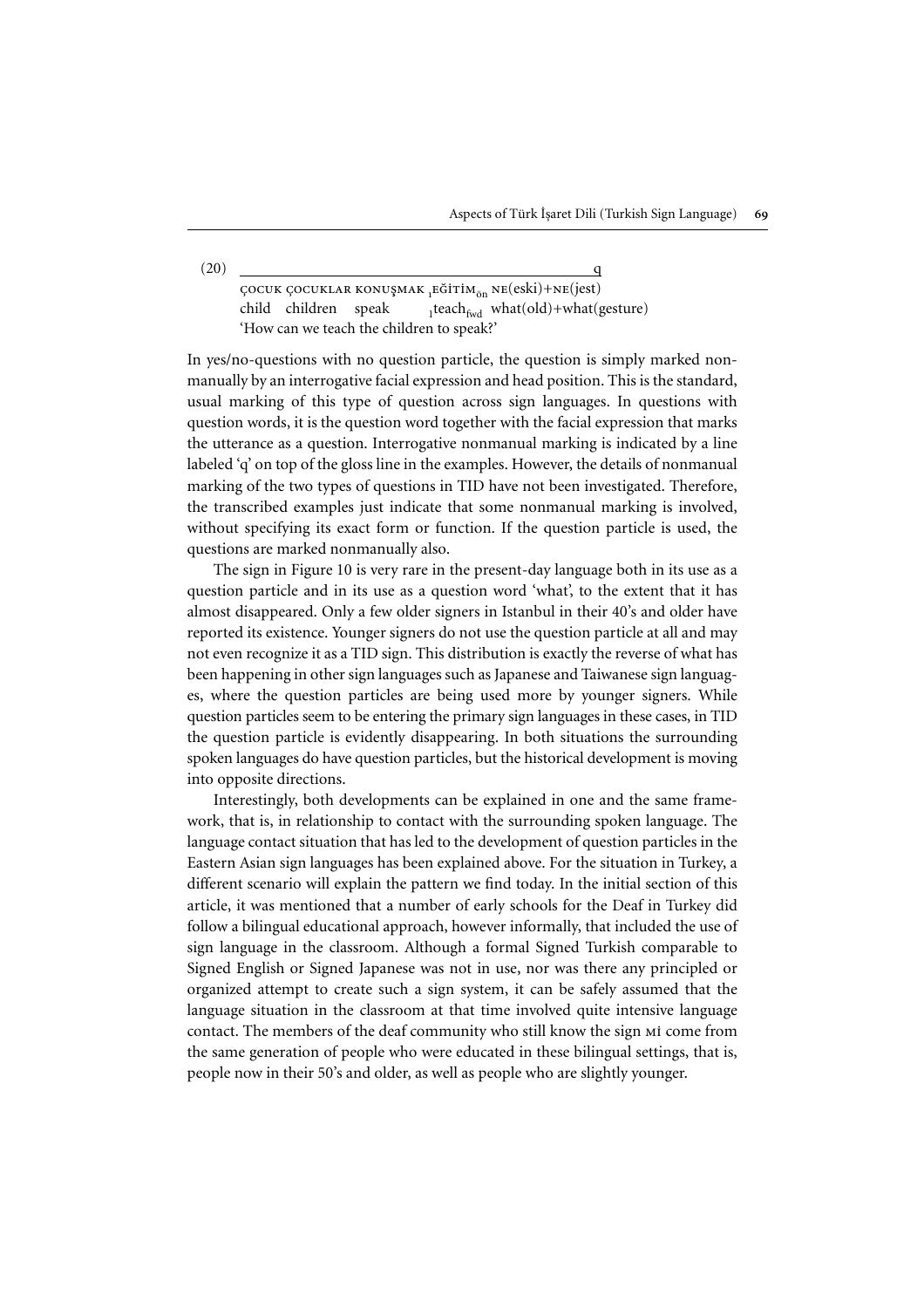(20) ________________________________________________q
ÇOCUK ÇOCUKLAR KONUŞMAK $_1$EĞİTİM$_{ön}$ NE(eski)+NE(jest)
child children speak $_1$teach$_{fwd}$ what(old)+what(gesture)
'How can we teach the children to speak?'

In yes/no-questions with no question particle, the question is simply marked nonmanually by an interrogative facial expression and head position. This is the standard, usual marking of this type of question across sign languages. In questions with question words, it is the question word together with the facial expression that marks the utterance as a question. Interrogative nonmanual marking is indicated by a line labeled 'q' on top of the gloss line in the examples. However, the details of nonmanual marking of the two types of questions in TID have not been investigated. Therefore, the transcribed examples just indicate that some nonmanual marking is involved, without specifying its exact form or function. If the question particle is used, the questions are marked nonmanually also.

The sign in Figure 10 is very rare in the present-day language both in its use as a question particle and in its use as a question word 'what', to the extent that it has almost disappeared. Only a few older signers in Istanbul in their 40's and older have reported its existence. Younger signers do not use the question particle at all and may not even recognize it as a TID sign. This distribution is exactly the reverse of what has been happening in other sign languages such as Japanese and Taiwanese sign languages, where the question particles are being used more by younger signers. While question particles seem to be entering the primary sign languages in these cases, in TID the question particle is evidently disappearing. In both situations the surrounding spoken languages do have question particles, but the historical development is moving into opposite directions.

Interestingly, both developments can be explained in one and the same framework, that is, in relationship to contact with the surrounding spoken language. The language contact situation that has led to the development of question particles in the Eastern Asian sign languages has been explained above. For the situation in Turkey, a different scenario will explain the pattern we find today. In the initial section of this article, it was mentioned that a number of early schools for the Deaf in Turkey did follow a bilingual educational approach, however informally, that included the use of sign language in the classroom. Although a formal Signed Turkish comparable to Signed English or Signed Japanese was not in use, nor was there any principled or organized attempt to create such a sign system, it can be safely assumed that the language situation in the classroom at that time involved quite intensive language contact. The members of the deaf community who still know the sign Mİ come from the same generation of people who were educated in these bilingual settings, that is, people now in their 50's and older, as well as people who are slightly younger.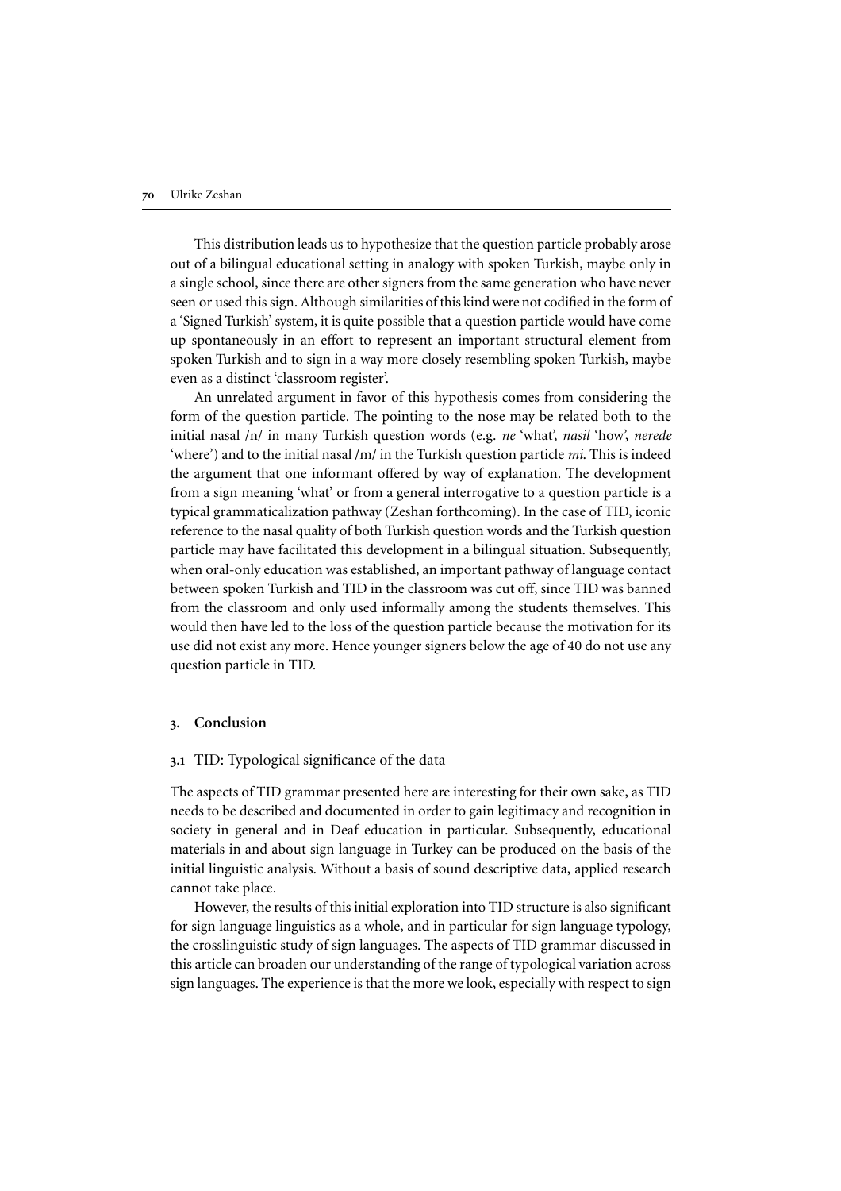This distribution leads us to hypothesize that the question particle probably arose out of a bilingual educational setting in analogy with spoken Turkish, maybe only in a single school, since there are other signers from the same generation who have never seen or used this sign. Although similarities of this kind were not codified in the form of a 'Signed Turkish' system, it is quite possible that a question particle would have come up spontaneously in an effort to represent an important structural element from spoken Turkish and to sign in a way more closely resembling spoken Turkish, maybe even as a distinct 'classroom register'.

An unrelated argument in favor of this hypothesis comes from considering the form of the question particle. The pointing to the nose may be related both to the initial nasal /n/ in many Turkish question words (e.g. *ne* 'what', *nasil* 'how', *nerede* 'where') and to the initial nasal /m/ in the Turkish question particle *mi*. This is indeed the argument that one informant offered by way of explanation. The development from a sign meaning 'what' or from a general interrogative to a question particle is a typical grammaticalization pathway (Zeshan forthcoming). In the case of TID, iconic reference to the nasal quality of both Turkish question words and the Turkish question particle may have facilitated this development in a bilingual situation. Subsequently, when oral-only education was established, an important pathway of language contact between spoken Turkish and TID in the classroom was cut off, since TID was banned from the classroom and only used informally among the students themselves. This would then have led to the loss of the question particle because the motivation for its use did not exist any more. Hence younger signers below the age of 40 do not use any question particle in TID.

## 3. Conclusion

### 3.1 TID: Typological significance of the data

The aspects of TID grammar presented here are interesting for their own sake, as TID needs to be described and documented in order to gain legitimacy and recognition in society in general and in Deaf education in particular. Subsequently, educational materials in and about sign language in Turkey can be produced on the basis of the initial linguistic analysis. Without a basis of sound descriptive data, applied research cannot take place.

However, the results of this initial exploration into TID structure is also significant for sign language linguistics as a whole, and in particular for sign language typology, the crosslinguistic study of sign languages. The aspects of TID grammar discussed in this article can broaden our understanding of the range of typological variation across sign languages. The experience is that the more we look, especially with respect to sign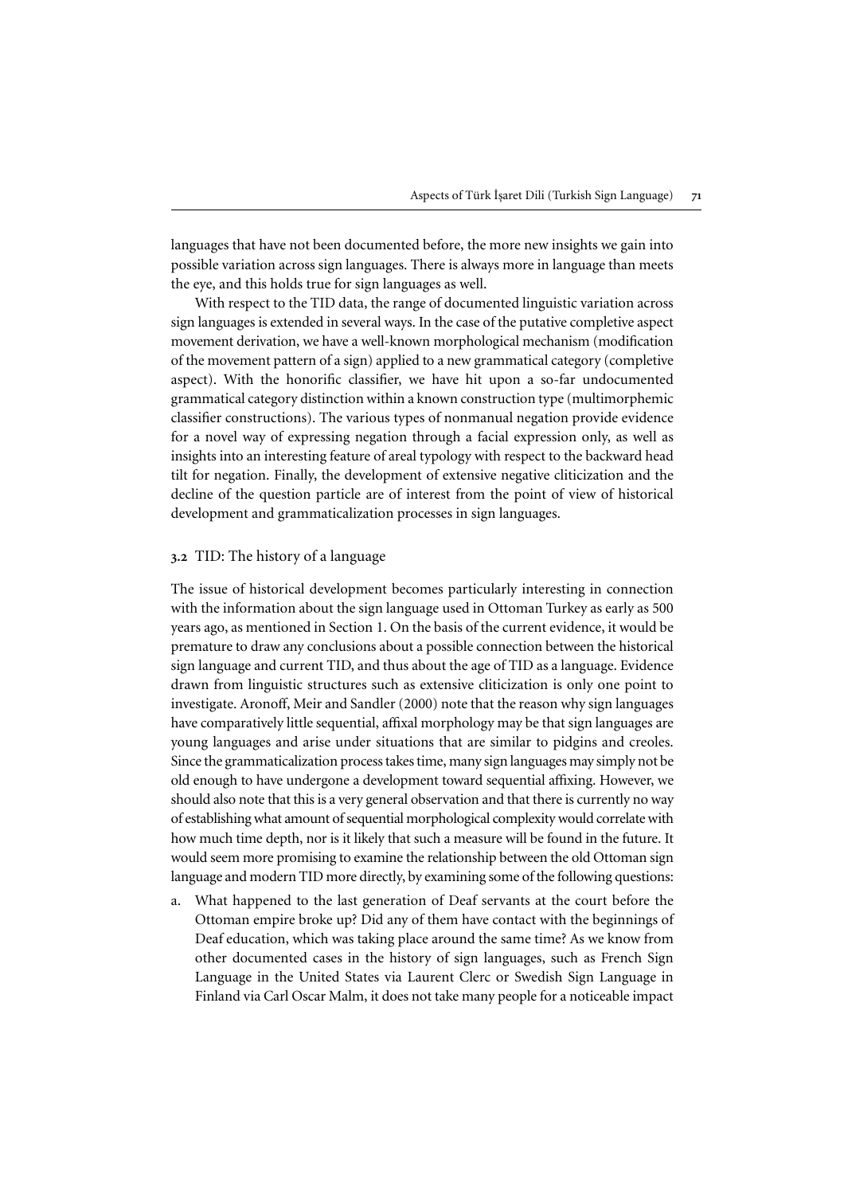languages that have not been documented before, the more new insights we gain into possible variation across sign languages. There is always more in language than meets the eye, and this holds true for sign languages as well.

With respect to the TID data, the range of documented linguistic variation across sign languages is extended in several ways. In the case of the putative completive aspect movement derivation, we have a well-known morphological mechanism (modification of the movement pattern of a sign) applied to a new grammatical category (completive aspect). With the honorific classifier, we have hit upon a so-far undocumented grammatical category distinction within a known construction type (multimorphemic classifier constructions). The various types of nonmanual negation provide evidence for a novel way of expressing negation through a facial expression only, as well as insights into an interesting feature of areal typology with respect to the backward head tilt for negation. Finally, the development of extensive negative cliticization and the decline of the question particle are of interest from the point of view of historical development and grammaticalization processes in sign languages.

### 3.2 TID: The history of a language

The issue of historical development becomes particularly interesting in connection with the information about the sign language used in Ottoman Turkey as early as 500 years ago, as mentioned in Section 1. On the basis of the current evidence, it would be premature to draw any conclusions about a possible connection between the historical sign language and current TID, and thus about the age of TID as a language. Evidence drawn from linguistic structures such as extensive cliticization is only one point to investigate. Aronoff, Meir and Sandler (2000) note that the reason why sign languages have comparatively little sequential, affixal morphology may be that sign languages are young languages and arise under situations that are similar to pidgins and creoles. Since the grammaticalization process takes time, many sign languages may simply not be old enough to have undergone a development toward sequential affixing. However, we should also note that this is a very general observation and that there is currently no way of establishing what amount of sequential morphological complexity would correlate with how much time depth, nor is it likely that such a measure will be found in the future. It would seem more promising to examine the relationship between the old Ottoman sign language and modern TID more directly, by examining some of the following questions:

a. What happened to the last generation of Deaf servants at the court before the Ottoman empire broke up? Did any of them have contact with the beginnings of Deaf education, which was taking place around the same time? As we know from other documented cases in the history of sign languages, such as French Sign Language in the United States via Laurent Clerc or Swedish Sign Language in Finland via Carl Oscar Malm, it does not take many people for a noticeable impact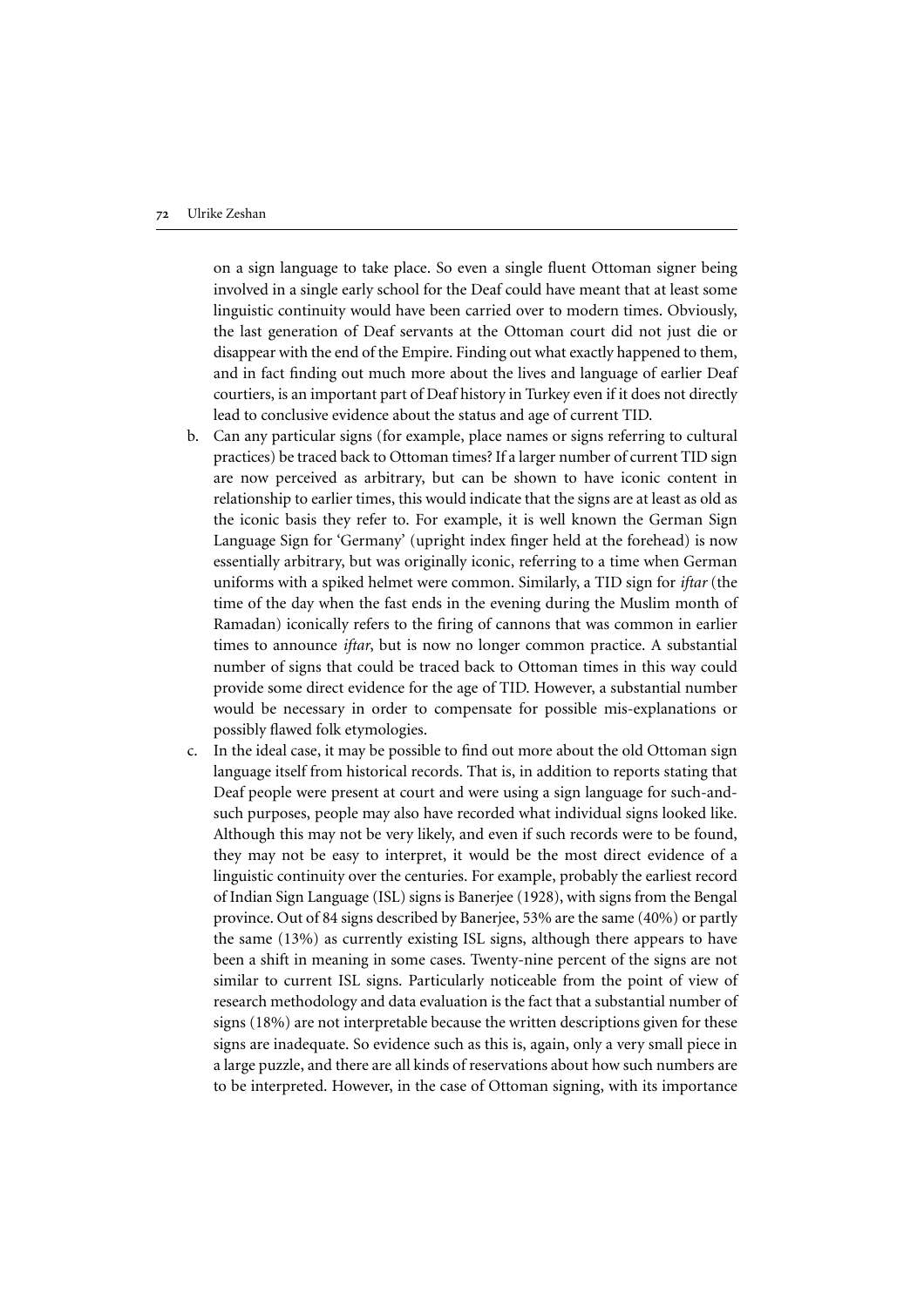on a sign language to take place. So even a single fluent Ottoman signer being involved in a single early school for the Deaf could have meant that at least some linguistic continuity would have been carried over to modern times. Obviously, the last generation of Deaf servants at the Ottoman court did not just die or disappear with the end of the Empire. Finding out what exactly happened to them, and in fact finding out much more about the lives and language of earlier Deaf courtiers, is an important part of Deaf history in Turkey even if it does not directly lead to conclusive evidence about the status and age of current TID.

b. Can any particular signs (for example, place names or signs referring to cultural practices) be traced back to Ottoman times? If a larger number of current TID sign are now perceived as arbitrary, but can be shown to have iconic content in relationship to earlier times, this would indicate that the signs are at least as old as the iconic basis they refer to. For example, it is well known the German Sign Language Sign for 'Germany' (upright index finger held at the forehead) is now essentially arbitrary, but was originally iconic, referring to a time when German uniforms with a spiked helmet were common. Similarly, a TID sign for *iftar* (the time of the day when the fast ends in the evening during the Muslim month of Ramadan) iconically refers to the firing of cannons that was common in earlier times to announce *iftar*, but is now no longer common practice. A substantial number of signs that could be traced back to Ottoman times in this way could provide some direct evidence for the age of TID. However, a substantial number would be necessary in order to compensate for possible mis-explanations or possibly flawed folk etymologies.

c. In the ideal case, it may be possible to find out more about the old Ottoman sign language itself from historical records. That is, in addition to reports stating that Deaf people were present at court and were using a sign language for such-and-such purposes, people may also have recorded what individual signs looked like. Although this may not be very likely, and even if such records were to be found, they may not be easy to interpret, it would be the most direct evidence of a linguistic continuity over the centuries. For example, probably the earliest record of Indian Sign Language (ISL) signs is Banerjee (1928), with signs from the Bengal province. Out of 84 signs described by Banerjee, 53% are the same (40%) or partly the same (13%) as currently existing ISL signs, although there appears to have been a shift in meaning in some cases. Twenty-nine percent of the signs are not similar to current ISL signs. Particularly noticeable from the point of view of research methodology and data evaluation is the fact that a substantial number of signs (18%) are not interpretable because the written descriptions given for these signs are inadequate. So evidence such as this is, again, only a very small piece in a large puzzle, and there are all kinds of reservations about how such numbers are to be interpreted. However, in the case of Ottoman signing, with its importance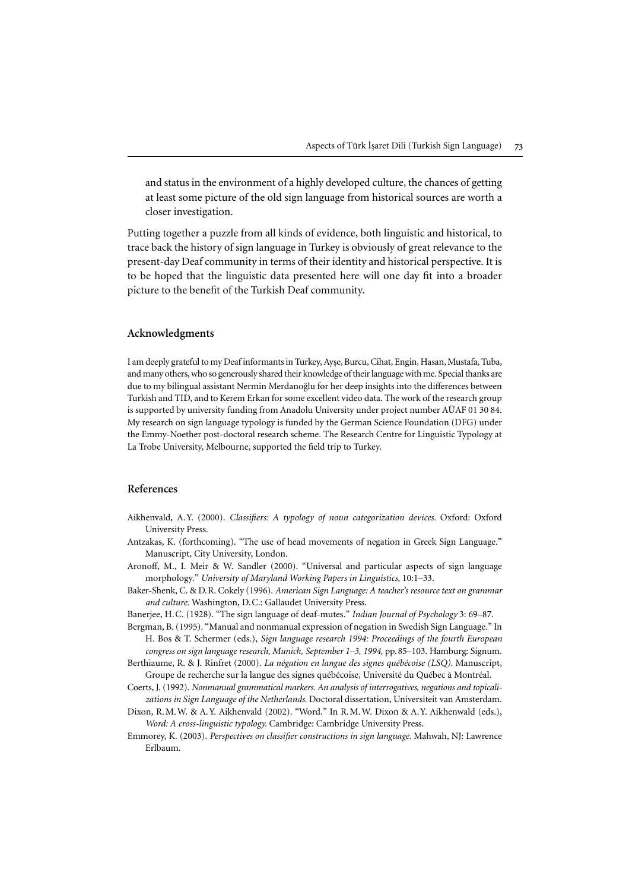and status in the environment of a highly developed culture, the chances of getting at least some picture of the old sign language from historical sources are worth a closer investigation.

Putting together a puzzle from all kinds of evidence, both linguistic and historical, to trace back the history of sign language in Turkey is obviously of great relevance to the present-day Deaf community in terms of their identity and historical perspective. It is to be hoped that the linguistic data presented here will one day fit into a broader picture to the benefit of the Turkish Deaf community.

## Acknowledgments

I am deeply grateful to my Deaf informants in Turkey, Ayşe, Burcu, Cihat, Engin, Hasan, Mustafa, Tuba, and many others, who so generously shared their knowledge of their language with me. Special thanks are due to my bilingual assistant Nermin Merdanoğlu for her deep insights into the differences between Turkish and TID, and to Kerem Erkan for some excellent video data. The work of the research group is supported by university funding from Anadolu University under project number AÜAF 01 30 84. My research on sign language typology is funded by the German Science Foundation (DFG) under the Emmy-Noether post-doctoral research scheme. The Research Centre for Linguistic Typology at La Trobe University, Melbourne, supported the field trip to Turkey.

## References

Aikhenvald, A.Y. (2000). *Classifiers: A typology of noun categorization devices.* Oxford: Oxford University Press.

Antzakas, K. (forthcoming). "The use of head movements of negation in Greek Sign Language." Manuscript, City University, London.

Aronoff, M., I. Meir & W. Sandler (2000). "Universal and particular aspects of sign language morphology." *University of Maryland Working Papers in Linguistics*, 10:1–33.

Baker-Shenk, C. & D.R. Cokely (1996). *American Sign Language: A teacher's resource text on grammar and culture.* Washington, D.C.: Gallaudet University Press.

Banerjee, H.C. (1928). "The sign language of deaf-mutes." *Indian Journal of Psychology* 3: 69–87.

Bergman, B. (1995). "Manual and nonmanual expression of negation in Swedish Sign Language." In H. Bos & T. Schermer (eds.), *Sign language research 1994: Proceedings of the fourth European congress on sign language research, Munich, September 1–3, 1994*, pp. 85–103. Hamburg: Signum.

Berthiaume, R. & J. Rinfret (2000). *La négation en langue des signes québécoise (LSQ).* Manuscript, Groupe de recherche sur la langue des signes québécoise, Université du Québec à Montréal.

Coerts, J. (1992). *Nonmanual grammatical markers. An analysis of interrogatives, negations and topicalizations in Sign Language of the Netherlands.* Doctoral dissertation, Universiteit van Amsterdam.

Dixon, R.M.W. & A.Y. Aikhenvald (2002). "Word." In R.M.W. Dixon & A.Y. Aikhenwald (eds.), *Word: A cross-linguistic typology.* Cambridge: Cambridge University Press.

Emmorey, K. (2003). *Perspectives on classifier constructions in sign language.* Mahwah, NJ: Lawrence Erlbaum.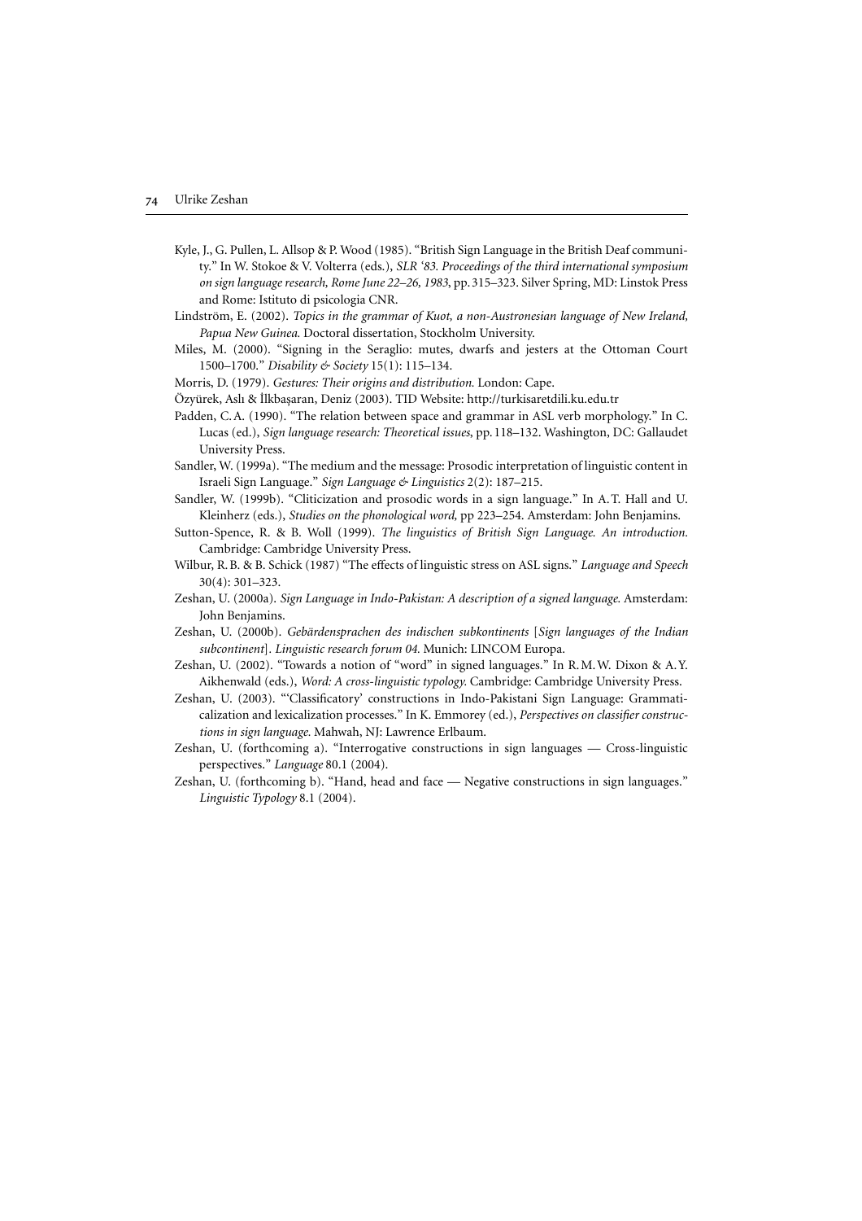Kyle, J., G. Pullen, L. Allsop & P. Wood (1985). "British Sign Language in the British Deaf community." In W. Stokoe & V. Volterra (eds.), *SLR '83. Proceedings of the third international symposium on sign language research, Rome June 22–26, 1983*, pp. 315–323. Silver Spring, MD: Linstok Press and Rome: Istituto di psicologia CNR.

Lindström, E. (2002). *Topics in the grammar of Kuot, a non-Austronesian language of New Ireland, Papua New Guinea.* Doctoral dissertation, Stockholm University.

Miles, M. (2000). "Signing in the Seraglio: mutes, dwarfs and jesters at the Ottoman Court 1500–1700." *Disability & Society* 15(1): 115–134.

Morris, D. (1979). *Gestures: Their origins and distribution.* London: Cape.

Özyürek, Aslı & İlkbaşaran, Deniz (2003). TID Website: http://turkisaretdili.ku.edu.tr

Padden, C. A. (1990). "The relation between space and grammar in ASL verb morphology." In C. Lucas (ed.), *Sign language research: Theoretical issues*, pp. 118–132. Washington, DC: Gallaudet University Press.

Sandler, W. (1999a). "The medium and the message: Prosodic interpretation of linguistic content in Israeli Sign Language." *Sign Language & Linguistics* 2(2): 187–215.

Sandler, W. (1999b). "Cliticization and prosodic words in a sign language." In A. T. Hall and U. Kleinherz (eds.), *Studies on the phonological word*, pp 223–254. Amsterdam: John Benjamins.

Sutton-Spence, R. & B. Woll (1999). *The linguistics of British Sign Language. An introduction.* Cambridge: Cambridge University Press.

Wilbur, R. B. & B. Schick (1987) "The effects of linguistic stress on ASL signs." *Language and Speech* 30(4): 301–323.

Zeshan, U. (2000a). *Sign Language in Indo-Pakistan: A description of a signed language.* Amsterdam: John Benjamins.

Zeshan, U. (2000b). *Gebärdensprachen des indischen subkontinents* [*Sign languages of the Indian subcontinent*]. *Linguistic research forum 04.* Munich: LINCOM Europa.

Zeshan, U. (2002). "Towards a notion of "word" in signed languages." In R. M. W. Dixon & A. Y. Aikhenwald (eds.), *Word: A cross-linguistic typology.* Cambridge: Cambridge University Press.

Zeshan, U. (2003). "'Classificatory' constructions in Indo-Pakistani Sign Language: Grammaticalization and lexicalization processes." In K. Emmorey (ed.), *Perspectives on classifier constructions in sign language.* Mahwah, NJ: Lawrence Erlbaum.

Zeshan, U. (forthcoming a). "Interrogative constructions in sign languages — Cross-linguistic perspectives." *Language* 80.1 (2004).

Zeshan, U. (forthcoming b). "Hand, head and face — Negative constructions in sign languages." *Linguistic Typology* 8.1 (2004).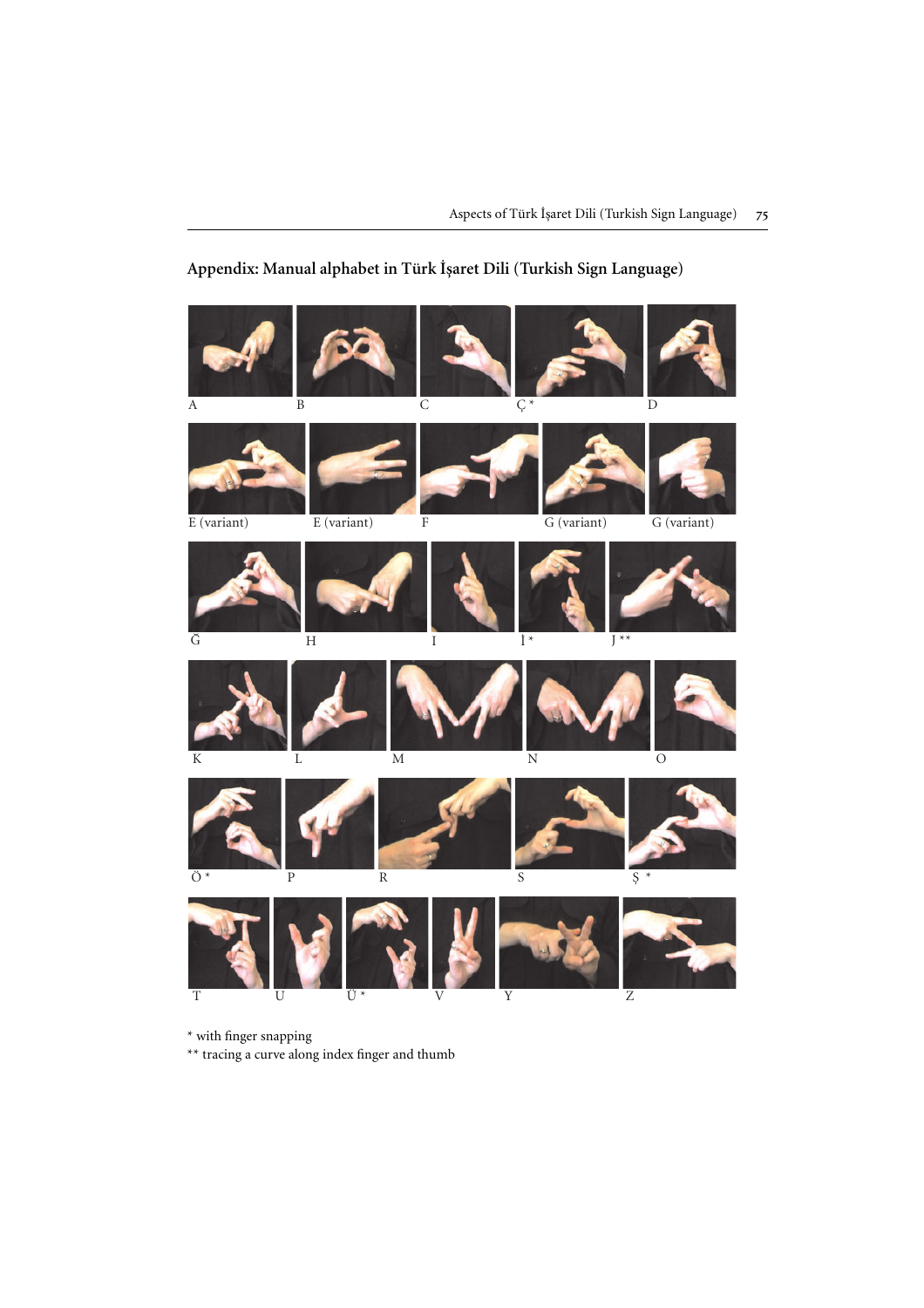## Appendix: Manual alphabet in Türk İşaret Dili (Turkish Sign Language)

A
B
C
Ç *
D

E (variant)
E (variant)
F
G (variant)
G (variant)

Ğ
H
I
İ *
J **

K
L
M
N
O

Ö *
P
R
S
Ş *

T
U
Ü *
V
Y
Z

* with finger snapping
** tracing a curve along index finger and thumb